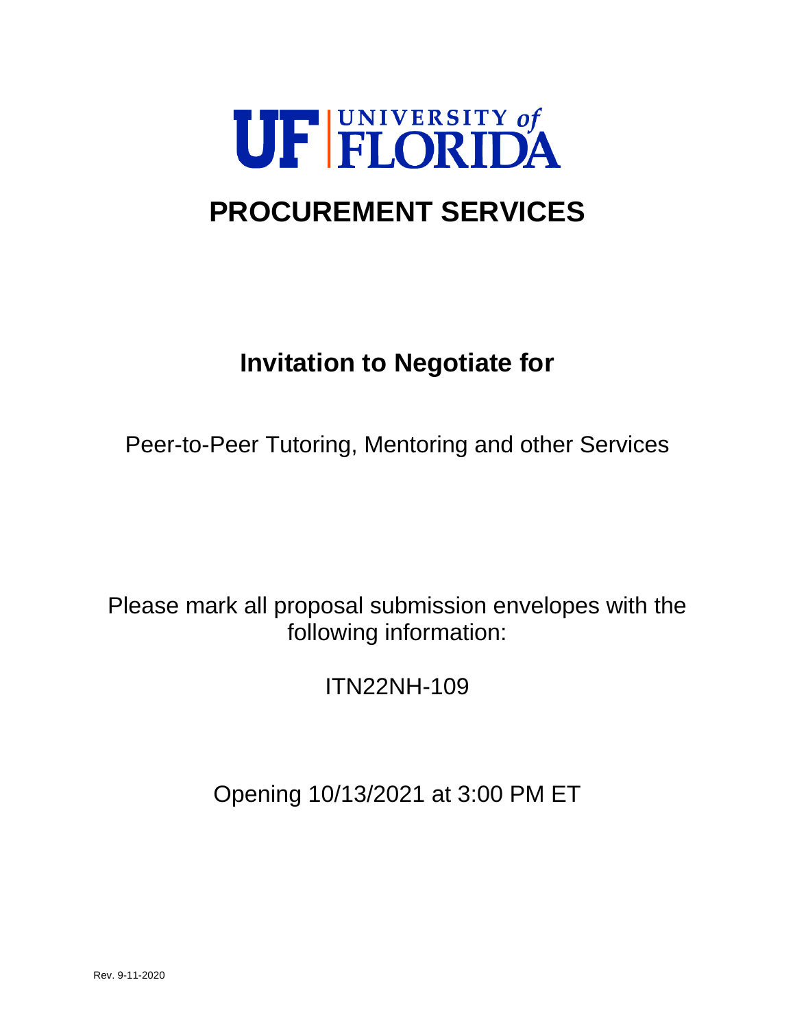UF | UNIVERSITY of FLORIDA

# PROCUREMENT SERVICES

## Invitation to Negotiate for

Peer-to-Peer Tutoring, Mentoring and other Services

Please mark all proposal submission envelopes with the following information:

ITN22NH-109

Opening 10/13/2021 at 3:00 PM ET

Rev. 9-11-2020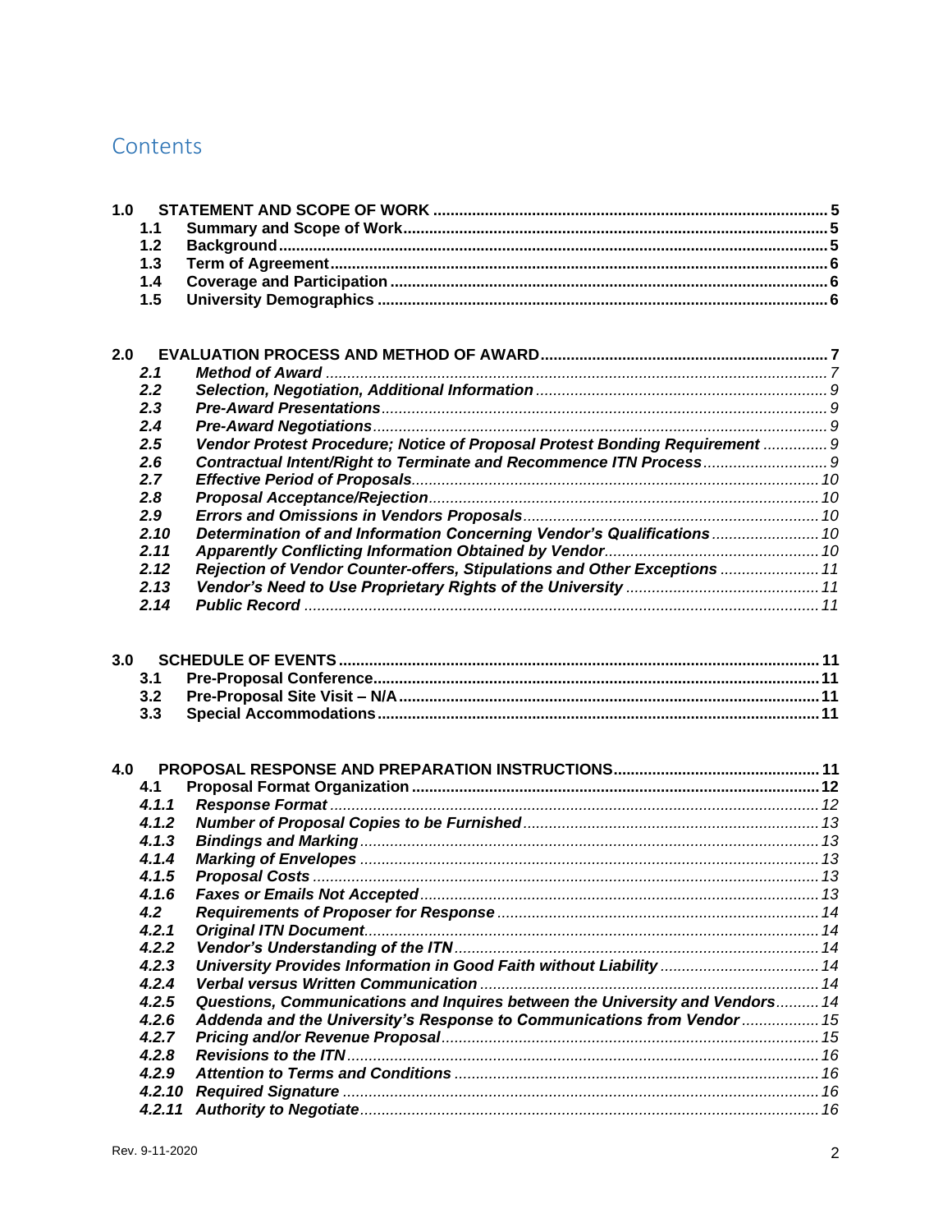# Contents

**1.0 STATEMENT AND SCOPE OF WORK** .......... **5**
- **1.1 Summary and Scope of Work** .......... **5**
- **1.2 Background** .......... **5**
- **1.3 Term of Agreement** .......... **6**
- **1.4 Coverage and Participation** .......... **6**
- **1.5 University Demographics** .......... **6**

**2.0 EVALUATION PROCESS AND METHOD OF AWARD** .......... **7**
- ***2.1 Method of Award*** .......... *7*
- ***2.2 Selection, Negotiation, Additional Information*** .......... *9*
- ***2.3 Pre-Award Presentations*** .......... *9*
- ***2.4 Pre-Award Negotiations*** .......... *9*
- ***2.5 Vendor Protest Procedure; Notice of Proposal Protest Bonding Requirement*** .......... *9*
- ***2.6 Contractual Intent/Right to Terminate and Recommence ITN Process*** .......... *9*
- ***2.7 Effective Period of Proposals*** .......... *10*
- ***2.8 Proposal Acceptance/Rejection*** .......... *10*
- ***2.9 Errors and Omissions in Vendors Proposals*** .......... *10*
- ***2.10 Determination of and Information Concerning Vendor's Qualifications*** .......... *10*
- ***2.11 Apparently Conflicting Information Obtained by Vendor*** .......... *10*
- ***2.12 Rejection of Vendor Counter-offers, Stipulations and Other Exceptions*** .......... *11*
- ***2.13 Vendor's Need to Use Proprietary Rights of the University*** .......... *11*
- ***2.14 Public Record*** .......... *11*

**3.0 SCHEDULE OF EVENTS** .......... **11**
- **3.1 Pre-Proposal Conference** .......... **11**
- **3.2 Pre-Proposal Site Visit – N/A** .......... **11**
- **3.3 Special Accommodations** .......... **11**

**4.0 PROPOSAL RESPONSE AND PREPARATION INSTRUCTIONS** .......... **11**
- **4.1 Proposal Format Organization** .......... **12**
- ***4.1.1 Response Format*** .......... *12*
- ***4.1.2 Number of Proposal Copies to be Furnished*** .......... *13*
- ***4.1.3 Bindings and Marking*** .......... *13*
- ***4.1.4 Marking of Envelopes*** .......... *13*
- ***4.1.5 Proposal Costs*** .......... *13*
- ***4.1.6 Faxes or Emails Not Accepted*** .......... *13*
- ***4.2 Requirements of Proposer for Response*** .......... *14*
- ***4.2.1 Original ITN Document*** .......... *14*
- ***4.2.2 Vendor's Understanding of the ITN*** .......... *14*
- ***4.2.3 University Provides Information in Good Faith without Liability*** .......... *14*
- ***4.2.4 Verbal versus Written Communication*** .......... *14*
- ***4.2.5 Questions, Communications and Inquires between the University and Vendors*** .......... *14*
- ***4.2.6 Addenda and the University's Response to Communications from Vendor*** .......... *15*
- ***4.2.7 Pricing and/or Revenue Proposal*** .......... *15*
- ***4.2.8 Revisions to the ITN*** .......... *16*
- ***4.2.9 Attention to Terms and Conditions*** .......... *16*
- ***4.2.10 Required Signature*** .......... *16*
- ***4.2.11 Authority to Negotiate*** .......... *16*

Rev. 9-11-2020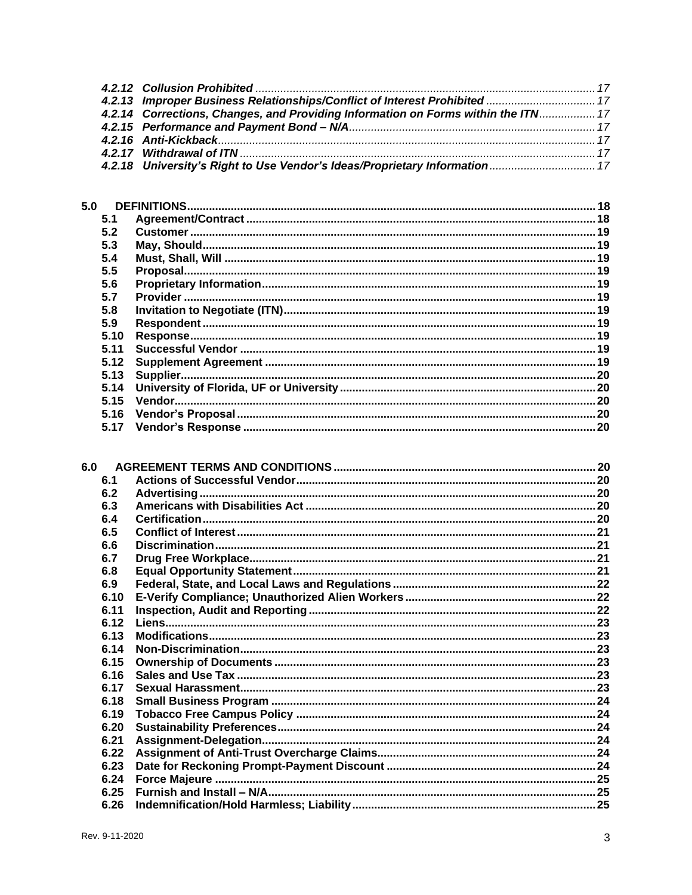*4.2.12 Collusion Prohibited ........................................................................................................ 17*
*4.2.13 Improper Business Relationships/Conflict of Interest Prohibited ................................... 17*
*4.2.14 Corrections, Changes, and Providing Information on Forms within the ITN .................. 17*
*4.2.15 Performance and Payment Bond – N/A ........................................................................ 17*
*4.2.16 Anti-Kickback ................................................................................................................ 17*
*4.2.17 Withdrawal of ITN .......................................................................................................... 17*
*4.2.18 University's Right to Use Vendor's Ideas/Proprietary Information .................................. 17*

**5.0 DEFINITIONS ........................................................................................................................ 18**
**5.1 Agreement/Contract ................................................................................................................ 18**
**5.2 Customer ................................................................................................................................. 19**
**5.3 May, Should ............................................................................................................................ 19**
**5.4 Must, Shall, Will ..................................................................................................................... 19**
**5.5 Proposal .................................................................................................................................. 19**
**5.6 Proprietary Information ........................................................................................................... 19**
**5.7 Provider .................................................................................................................................. 19**
**5.8 Invitation to Negotiate (ITN) ................................................................................................... 19**
**5.9 Respondent ............................................................................................................................ 19**
**5.10 Response ............................................................................................................................... 19**
**5.11 Successful Vendor ................................................................................................................. 19**
**5.12 Supplement Agreement ......................................................................................................... 19**
**5.13 Supplier .................................................................................................................................. 20**
**5.14 University of Florida, UF or University ................................................................................... 20**
**5.15 Vendor .................................................................................................................................... 20**
**5.16 Vendor's Proposal .................................................................................................................. 20**
**5.17 Vendor's Response ................................................................................................................ 20**

**6.0 AGREEMENT TERMS AND CONDITIONS ............................................................................. 20**
**6.1 Actions of Successful Vendor ................................................................................................ 20**
**6.2 Advertising ............................................................................................................................. 20**
**6.3 Americans with Disabilities Act .............................................................................................. 20**
**6.4 Certification ............................................................................................................................ 20**
**6.5 Conflict of Interest .................................................................................................................. 21**
**6.6 Discrimination ......................................................................................................................... 21**
**6.7 Drug Free Workplace .............................................................................................................. 21**
**6.8 Equal Opportunity Statement .................................................................................................. 21**
**6.9 Federal, State, and Local Laws and Regulations ................................................................... 22**
**6.10 E-Verify Compliance; Unauthorized Alien Workers ................................................................ 22**
**6.11 Inspection, Audit and Reporting .............................................................................................. 22**
**6.12 Liens ....................................................................................................................................... 23**
**6.13 Modifications ........................................................................................................................... 23**
**6.14 Non-Discrimination ................................................................................................................. 23**
**6.15 Ownership of Documents ....................................................................................................... 23**
**6.16 Sales and Use Tax .................................................................................................................. 23**
**6.17 Sexual Harassment ................................................................................................................ 23**
**6.18 Small Business Program ........................................................................................................ 24**
**6.19 Tobacco Free Campus Policy ................................................................................................ 24**
**6.20 Sustainability Preferences ...................................................................................................... 24**
**6.21 Assignment-Delegation .......................................................................................................... 24**
**6.22 Assignment of Anti-Trust Overcharge Claims ......................................................................... 24**
**6.23 Date for Reckoning Prompt-Payment Discount ...................................................................... 24**
**6.24 Force Majeure ........................................................................................................................ 25**
**6.25 Furnish and Install – N/A ........................................................................................................ 25**
**6.26 Indemnification/Hold Harmless; Liability ................................................................................ 25**

Rev. 9-11-2020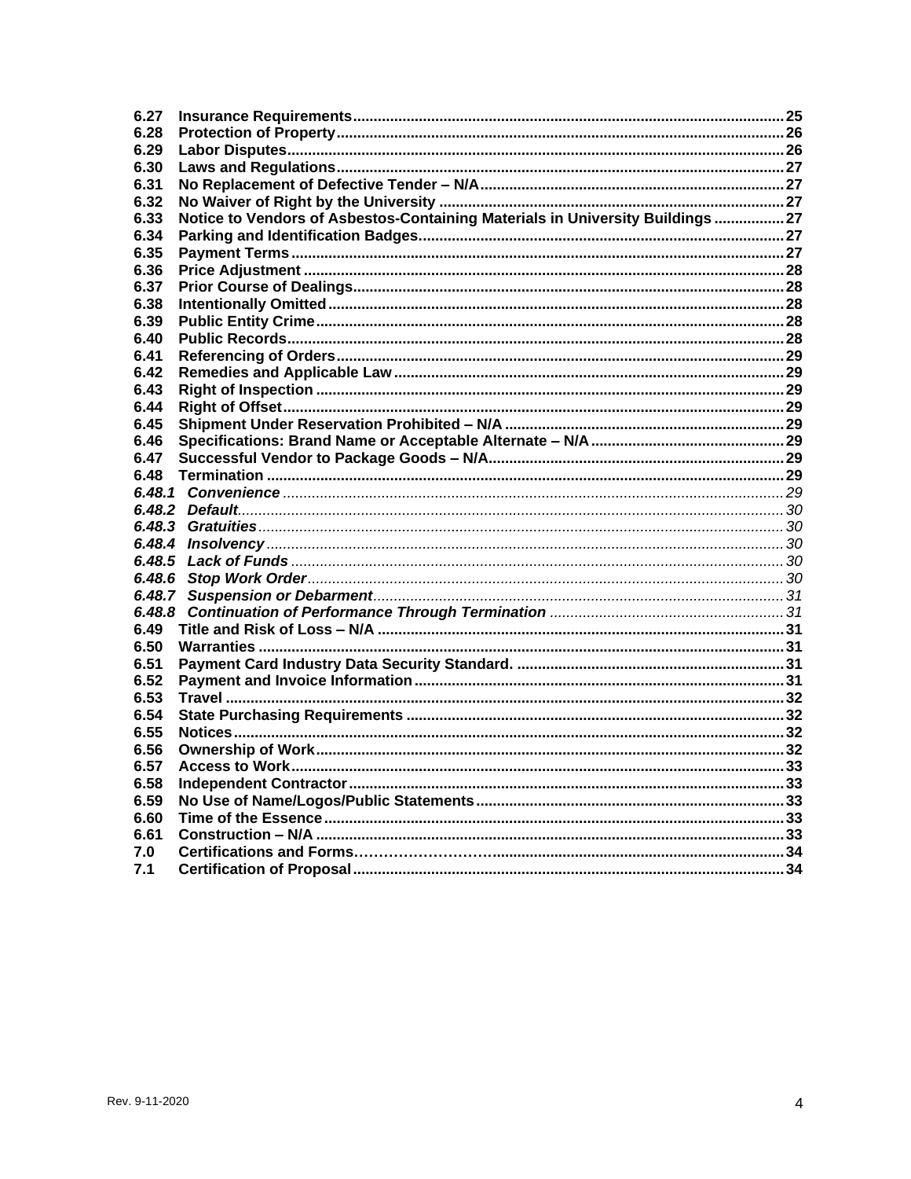| | | |
|---|---|---|
| **6.27** | **Insurance Requirements** | **25** |
| **6.28** | **Protection of Property** | **26** |
| **6.29** | **Labor Disputes** | **26** |
| **6.30** | **Laws and Regulations** | **27** |
| **6.31** | **No Replacement of Defective Tender – N/A** | **27** |
| **6.32** | **No Waiver of Right by the University** | **27** |
| **6.33** | **Notice to Vendors of Asbestos-Containing Materials in University Buildings** | **27** |
| **6.34** | **Parking and Identification Badges** | **27** |
| **6.35** | **Payment Terms** | **27** |
| **6.36** | **Price Adjustment** | **28** |
| **6.37** | **Prior Course of Dealings** | **28** |
| **6.38** | **Intentionally Omitted** | **28** |
| **6.39** | **Public Entity Crime** | **28** |
| **6.40** | **Public Records** | **28** |
| **6.41** | **Referencing of Orders** | **29** |
| **6.42** | **Remedies and Applicable Law** | **29** |
| **6.43** | **Right of Inspection** | **29** |
| **6.44** | **Right of Offset** | **29** |
| **6.45** | **Shipment Under Reservation Prohibited – N/A** | **29** |
| **6.46** | **Specifications: Brand Name or Acceptable Alternate – N/A** | **29** |
| **6.47** | **Successful Vendor to Package Goods – N/A** | **29** |
| **6.48** | **Termination** | **29** |
| ***6.48.1*** | ***Convenience*** | *29* |
| ***6.48.2*** | ***Default*** | *30* |
| ***6.48.3*** | ***Gratuities*** | *30* |
| ***6.48.4*** | ***Insolvency*** | *30* |
| ***6.48.5*** | ***Lack of Funds*** | *30* |
| ***6.48.6*** | ***Stop Work Order*** | *30* |
| ***6.48.7*** | ***Suspension or Debarment*** | *31* |
| ***6.48.8*** | ***Continuation of Performance Through Termination*** | *31* |
| **6.49** | **Title and Risk of Loss – N/A** | **31** |
| **6.50** | **Warranties** | **31** |
| **6.51** | **Payment Card Industry Data Security Standard.** | **31** |
| **6.52** | **Payment and Invoice Information** | **31** |
| **6.53** | **Travel** | **32** |
| **6.54** | **State Purchasing Requirements** | **32** |
| **6.55** | **Notices** | **32** |
| **6.56** | **Ownership of Work** | **32** |
| **6.57** | **Access to Work** | **33** |
| **6.58** | **Independent Contractor** | **33** |
| **6.59** | **No Use of Name/Logos/Public Statements** | **33** |
| **6.60** | **Time of the Essence** | **33** |
| **6.61** | **Construction – N/A** | **33** |
| **7.0** | **Certifications and Forms** | **34** |
| **7.1** | **Certification of Proposal** | **34** |

Rev. 9-11-2020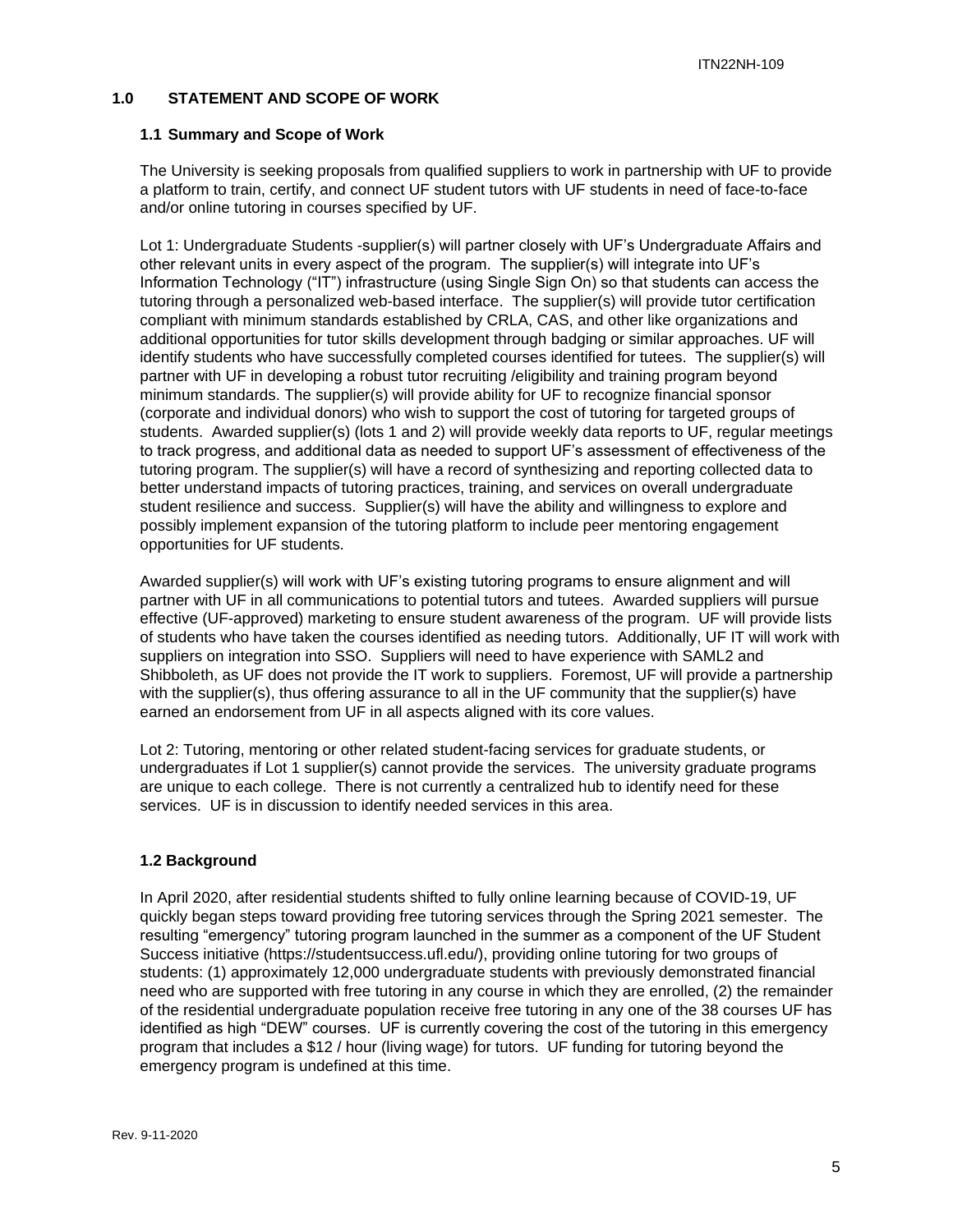## 1.0 STATEMENT AND SCOPE OF WORK

### 1.1 Summary and Scope of Work

The University is seeking proposals from qualified suppliers to work in partnership with UF to provide a platform to train, certify, and connect UF student tutors with UF students in need of face-to-face and/or online tutoring in courses specified by UF.

Lot 1: Undergraduate Students -supplier(s) will partner closely with UF's Undergraduate Affairs and other relevant units in every aspect of the program. The supplier(s) will integrate into UF's Information Technology ("IT") infrastructure (using Single Sign On) so that students can access the tutoring through a personalized web-based interface. The supplier(s) will provide tutor certification compliant with minimum standards established by CRLA, CAS, and other like organizations and additional opportunities for tutor skills development through badging or similar approaches. UF will identify students who have successfully completed courses identified for tutees. The supplier(s) will partner with UF in developing a robust tutor recruiting /eligibility and training program beyond minimum standards. The supplier(s) will provide ability for UF to recognize financial sponsor (corporate and individual donors) who wish to support the cost of tutoring for targeted groups of students. Awarded supplier(s) (lots 1 and 2) will provide weekly data reports to UF, regular meetings to track progress, and additional data as needed to support UF's assessment of effectiveness of the tutoring program. The supplier(s) will have a record of synthesizing and reporting collected data to better understand impacts of tutoring practices, training, and services on overall undergraduate student resilience and success. Supplier(s) will have the ability and willingness to explore and possibly implement expansion of the tutoring platform to include peer mentoring engagement opportunities for UF students.

Awarded supplier(s) will work with UF's existing tutoring programs to ensure alignment and will partner with UF in all communications to potential tutors and tutees. Awarded suppliers will pursue effective (UF-approved) marketing to ensure student awareness of the program. UF will provide lists of students who have taken the courses identified as needing tutors. Additionally, UF IT will work with suppliers on integration into SSO. Suppliers will need to have experience with SAML2 and Shibboleth, as UF does not provide the IT work to suppliers. Foremost, UF will provide a partnership with the supplier(s), thus offering assurance to all in the UF community that the supplier(s) have earned an endorsement from UF in all aspects aligned with its core values.

Lot 2: Tutoring, mentoring or other related student-facing services for graduate students, or undergraduates if Lot 1 supplier(s) cannot provide the services. The university graduate programs are unique to each college. There is not currently a centralized hub to identify need for these services. UF is in discussion to identify needed services in this area.

### 1.2 Background

In April 2020, after residential students shifted to fully online learning because of COVID-19, UF quickly began steps toward providing free tutoring services through the Spring 2021 semester. The resulting "emergency" tutoring program launched in the summer as a component of the UF Student Success initiative (https://studentsuccess.ufl.edu/), providing online tutoring for two groups of students: (1) approximately 12,000 undergraduate students with previously demonstrated financial need who are supported with free tutoring in any course in which they are enrolled, (2) the remainder of the residential undergraduate population receive free tutoring in any one of the 38 courses UF has identified as high "DEW" courses. UF is currently covering the cost of the tutoring in this emergency program that includes a $12 / hour (living wage) for tutors. UF funding for tutoring beyond the emergency program is undefined at this time.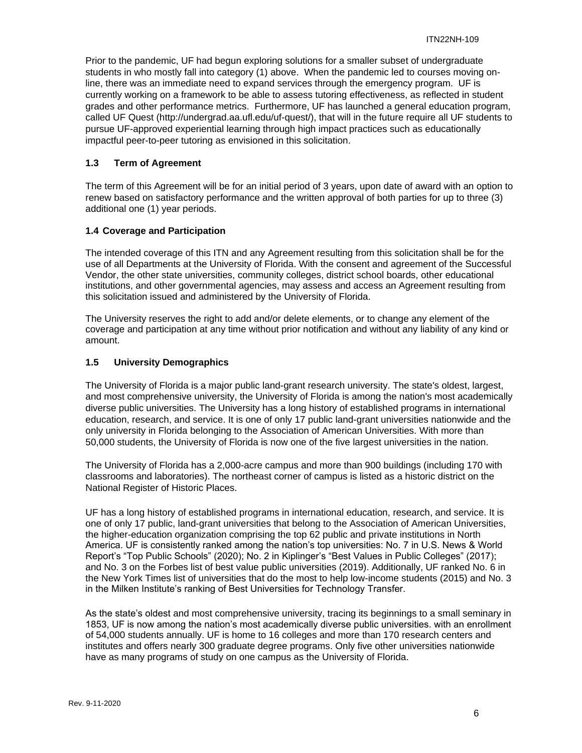Prior to the pandemic, UF had begun exploring solutions for a smaller subset of undergraduate students in who mostly fall into category (1) above. When the pandemic led to courses moving on-line, there was an immediate need to expand services through the emergency program. UF is currently working on a framework to be able to assess tutoring effectiveness, as reflected in student grades and other performance metrics. Furthermore, UF has launched a general education program, called UF Quest (http://undergrad.aa.ufl.edu/uf-quest/), that will in the future require all UF students to pursue UF-approved experiential learning through high impact practices such as educationally impactful peer-to-peer tutoring as envisioned in this solicitation.

### 1.3 Term of Agreement

The term of this Agreement will be for an initial period of 3 years, upon date of award with an option to renew based on satisfactory performance and the written approval of both parties for up to three (3) additional one (1) year periods.

### 1.4 Coverage and Participation

The intended coverage of this ITN and any Agreement resulting from this solicitation shall be for the use of all Departments at the University of Florida. With the consent and agreement of the Successful Vendor, the other state universities, community colleges, district school boards, other educational institutions, and other governmental agencies, may assess and access an Agreement resulting from this solicitation issued and administered by the University of Florida.

The University reserves the right to add and/or delete elements, or to change any element of the coverage and participation at any time without prior notification and without any liability of any kind or amount.

### 1.5 University Demographics

The University of Florida is a major public land-grant research university. The state's oldest, largest, and most comprehensive university, the University of Florida is among the nation's most academically diverse public universities. The University has a long history of established programs in international education, research, and service. It is one of only 17 public land-grant universities nationwide and the only university in Florida belonging to the Association of American Universities. With more than 50,000 students, the University of Florida is now one of the five largest universities in the nation.

The University of Florida has a 2,000-acre campus and more than 900 buildings (including 170 with classrooms and laboratories). The northeast corner of campus is listed as a historic district on the National Register of Historic Places.

UF has a long history of established programs in international education, research, and service. It is one of only 17 public, land-grant universities that belong to the Association of American Universities, the higher-education organization comprising the top 62 public and private institutions in North America. UF is consistently ranked among the nation's top universities: No. 7 in U.S. News & World Report's "Top Public Schools" (2020); No. 2 in Kiplinger's "Best Values in Public Colleges" (2017); and No. 3 on the Forbes list of best value public universities (2019). Additionally, UF ranked No. 6 in the New York Times list of universities that do the most to help low-income students (2015) and No. 3 in the Milken Institute's ranking of Best Universities for Technology Transfer.

As the state's oldest and most comprehensive university, tracing its beginnings to a small seminary in 1853, UF is now among the nation's most academically diverse public universities. with an enrollment of 54,000 students annually. UF is home to 16 colleges and more than 170 research centers and institutes and offers nearly 300 graduate degree programs. Only five other universities nationwide have as many programs of study on one campus as the University of Florida.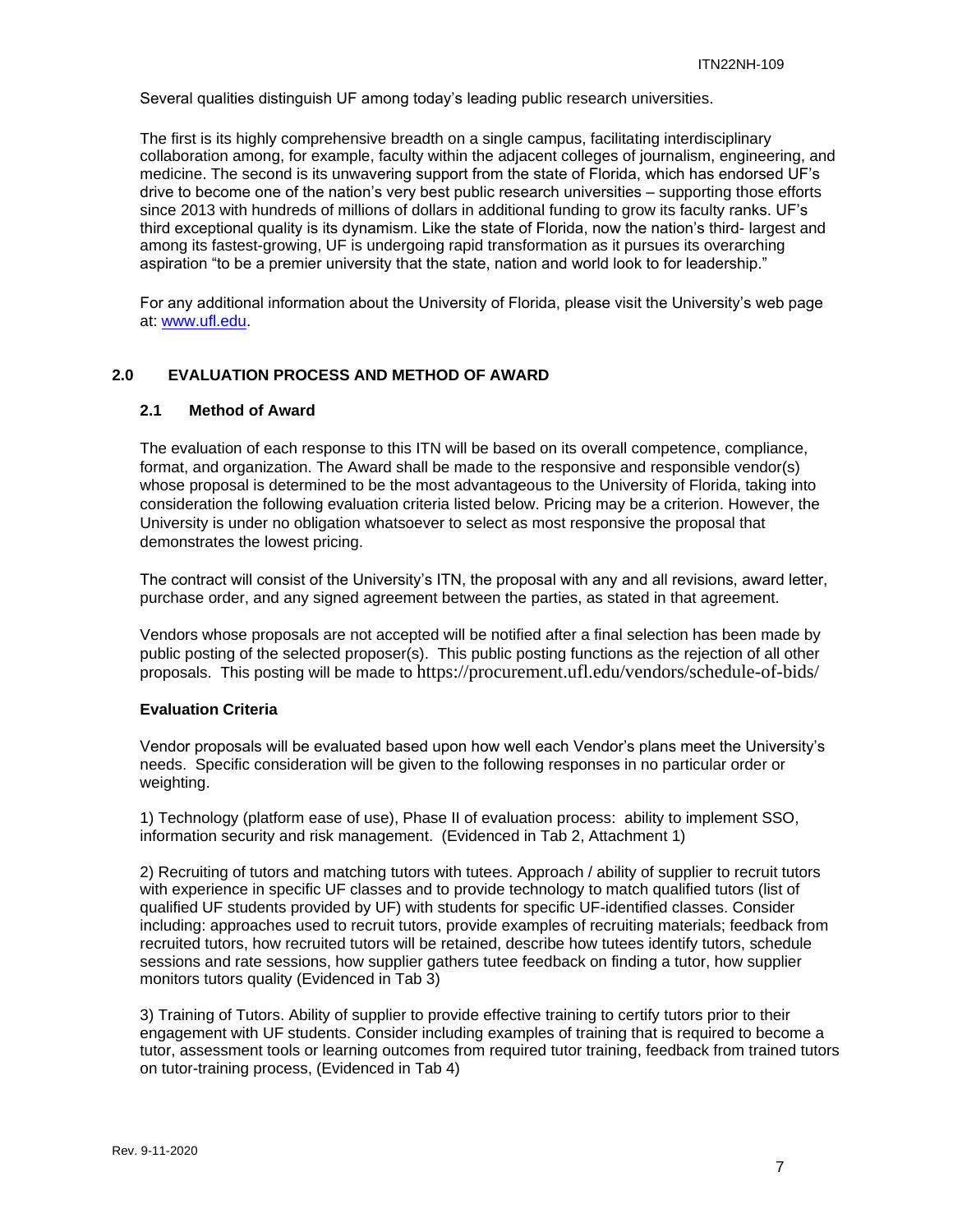Several qualities distinguish UF among today's leading public research universities.

The first is its highly comprehensive breadth on a single campus, facilitating interdisciplinary collaboration among, for example, faculty within the adjacent colleges of journalism, engineering, and medicine. The second is its unwavering support from the state of Florida, which has endorsed UF's drive to become one of the nation's very best public research universities – supporting those efforts since 2013 with hundreds of millions of dollars in additional funding to grow its faculty ranks. UF's third exceptional quality is its dynamism. Like the state of Florida, now the nation's third- largest and among its fastest-growing, UF is undergoing rapid transformation as it pursues its overarching aspiration "to be a premier university that the state, nation and world look to for leadership."

For any additional information about the University of Florida, please visit the University's web page at: www.ufl.edu.

## 2.0 EVALUATION PROCESS AND METHOD OF AWARD

### 2.1 Method of Award

The evaluation of each response to this ITN will be based on its overall competence, compliance, format, and organization. The Award shall be made to the responsive and responsible vendor(s) whose proposal is determined to be the most advantageous to the University of Florida, taking into consideration the following evaluation criteria listed below. Pricing may be a criterion. However, the University is under no obligation whatsoever to select as most responsive the proposal that demonstrates the lowest pricing.

The contract will consist of the University's ITN, the proposal with any and all revisions, award letter, purchase order, and any signed agreement between the parties, as stated in that agreement.

Vendors whose proposals are not accepted will be notified after a final selection has been made by public posting of the selected proposer(s). This public posting functions as the rejection of all other proposals. This posting will be made to https://procurement.ufl.edu/vendors/schedule-of-bids/

**Evaluation Criteria**

Vendor proposals will be evaluated based upon how well each Vendor's plans meet the University's needs. Specific consideration will be given to the following responses in no particular order or weighting.

1) Technology (platform ease of use), Phase II of evaluation process: ability to implement SSO, information security and risk management. (Evidenced in Tab 2, Attachment 1)

2) Recruiting of tutors and matching tutors with tutees. Approach / ability of supplier to recruit tutors with experience in specific UF classes and to provide technology to match qualified tutors (list of qualified UF students provided by UF) with students for specific UF-identified classes. Consider including: approaches used to recruit tutors, provide examples of recruiting materials; feedback from recruited tutors, how recruited tutors will be retained, describe how tutees identify tutors, schedule sessions and rate sessions, how supplier gathers tutee feedback on finding a tutor, how supplier monitors tutors quality (Evidenced in Tab 3)

3) Training of Tutors. Ability of supplier to provide effective training to certify tutors prior to their engagement with UF students. Consider including examples of training that is required to become a tutor, assessment tools or learning outcomes from required tutor training, feedback from trained tutors on tutor-training process, (Evidenced in Tab 4)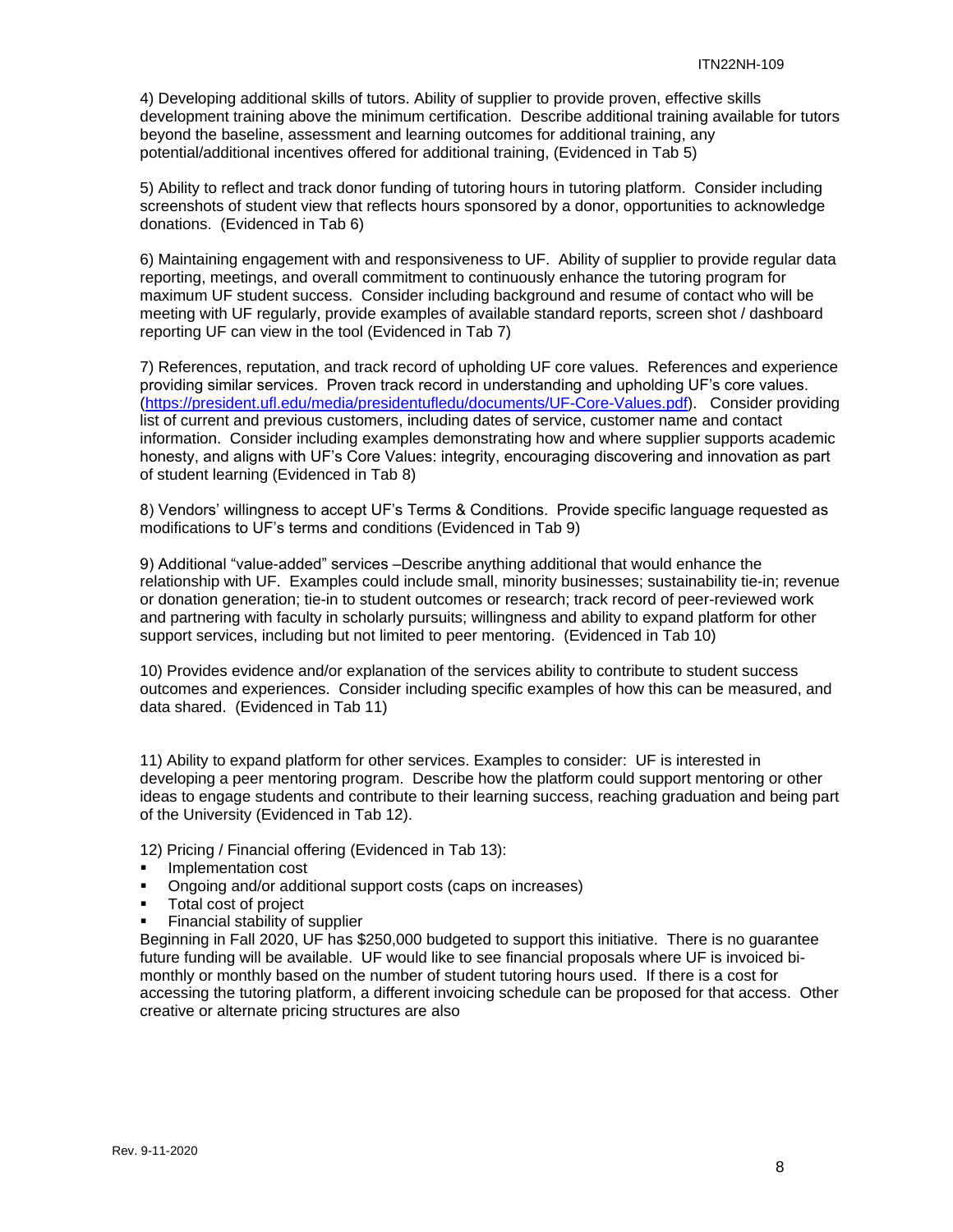4) Developing additional skills of tutors. Ability of supplier to provide proven, effective skills development training above the minimum certification. Describe additional training available for tutors beyond the baseline, assessment and learning outcomes for additional training, any potential/additional incentives offered for additional training, (Evidenced in Tab 5)

5) Ability to reflect and track donor funding of tutoring hours in tutoring platform. Consider including screenshots of student view that reflects hours sponsored by a donor, opportunities to acknowledge donations. (Evidenced in Tab 6)

6) Maintaining engagement with and responsiveness to UF. Ability of supplier to provide regular data reporting, meetings, and overall commitment to continuously enhance the tutoring program for maximum UF student success. Consider including background and resume of contact who will be meeting with UF regularly, provide examples of available standard reports, screen shot / dashboard reporting UF can view in the tool (Evidenced in Tab 7)

7) References, reputation, and track record of upholding UF core values. References and experience providing similar services. Proven track record in understanding and upholding UF's core values. (https://president.ufl.edu/media/presidentufledu/documents/UF-Core-Values.pdf). Consider providing list of current and previous customers, including dates of service, customer name and contact information. Consider including examples demonstrating how and where supplier supports academic honesty, and aligns with UF's Core Values: integrity, encouraging discovering and innovation as part of student learning (Evidenced in Tab 8)

8) Vendors' willingness to accept UF's Terms & Conditions. Provide specific language requested as modifications to UF's terms and conditions (Evidenced in Tab 9)

9) Additional "value-added" services –Describe anything additional that would enhance the relationship with UF. Examples could include small, minority businesses; sustainability tie-in; revenue or donation generation; tie-in to student outcomes or research; track record of peer-reviewed work and partnering with faculty in scholarly pursuits; willingness and ability to expand platform for other support services, including but not limited to peer mentoring. (Evidenced in Tab 10)

10) Provides evidence and/or explanation of the services ability to contribute to student success outcomes and experiences. Consider including specific examples of how this can be measured, and data shared. (Evidenced in Tab 11)

11) Ability to expand platform for other services. Examples to consider: UF is interested in developing a peer mentoring program. Describe how the platform could support mentoring or other ideas to engage students and contribute to their learning success, reaching graduation and being part of the University (Evidenced in Tab 12).

12) Pricing / Financial offering (Evidenced in Tab 13):

- Implementation cost
- Ongoing and/or additional support costs (caps on increases)
- Total cost of project
- Financial stability of supplier

Beginning in Fall 2020, UF has $250,000 budgeted to support this initiative. There is no guarantee future funding will be available. UF would like to see financial proposals where UF is invoiced bi-monthly or monthly based on the number of student tutoring hours used. If there is a cost for accessing the tutoring platform, a different invoicing schedule can be proposed for that access. Other creative or alternate pricing structures are also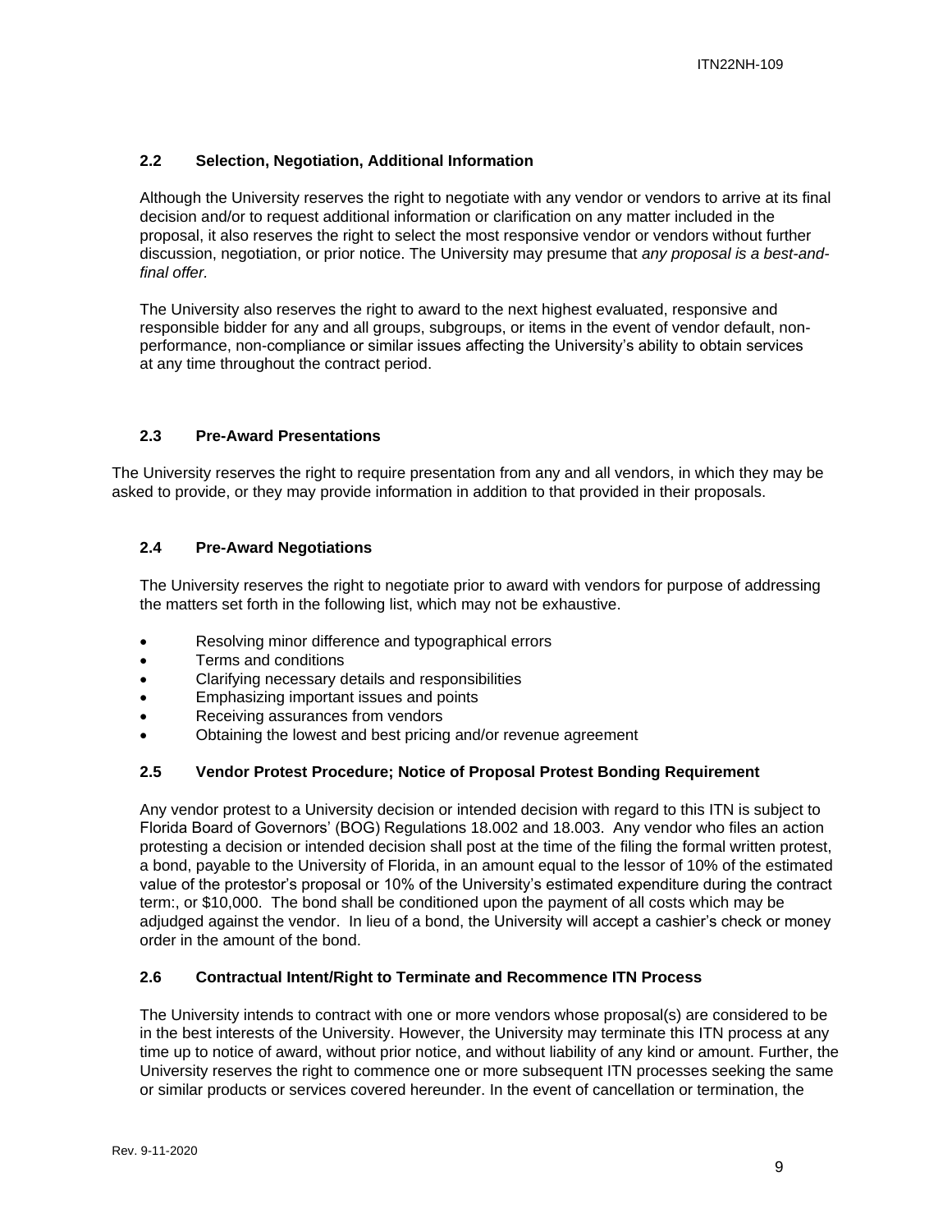## 2.2 Selection, Negotiation, Additional Information

Although the University reserves the right to negotiate with any vendor or vendors to arrive at its final decision and/or to request additional information or clarification on any matter included in the proposal, it also reserves the right to select the most responsive vendor or vendors without further discussion, negotiation, or prior notice. The University may presume that *any proposal is a best-and-final offer.*

The University also reserves the right to award to the next highest evaluated, responsive and responsible bidder for any and all groups, subgroups, or items in the event of vendor default, non-performance, non-compliance or similar issues affecting the University's ability to obtain services at any time throughout the contract period.

## 2.3 Pre-Award Presentations

The University reserves the right to require presentation from any and all vendors, in which they may be asked to provide, or they may provide information in addition to that provided in their proposals.

## 2.4 Pre-Award Negotiations

The University reserves the right to negotiate prior to award with vendors for purpose of addressing the matters set forth in the following list, which may not be exhaustive.

- Resolving minor difference and typographical errors
- Terms and conditions
- Clarifying necessary details and responsibilities
- Emphasizing important issues and points
- Receiving assurances from vendors
- Obtaining the lowest and best pricing and/or revenue agreement

## 2.5 Vendor Protest Procedure; Notice of Proposal Protest Bonding Requirement

Any vendor protest to a University decision or intended decision with regard to this ITN is subject to Florida Board of Governors' (BOG) Regulations 18.002 and 18.003. Any vendor who files an action protesting a decision or intended decision shall post at the time of the filing the formal written protest, a bond, payable to the University of Florida, in an amount equal to the lessor of 10% of the estimated value of the protestor's proposal or 10% of the University's estimated expenditure during the contract term:, or $10,000. The bond shall be conditioned upon the payment of all costs which may be adjudged against the vendor. In lieu of a bond, the University will accept a cashier's check or money order in the amount of the bond.

## 2.6 Contractual Intent/Right to Terminate and Recommence ITN Process

The University intends to contract with one or more vendors whose proposal(s) are considered to be in the best interests of the University. However, the University may terminate this ITN process at any time up to notice of award, without prior notice, and without liability of any kind or amount. Further, the University reserves the right to commence one or more subsequent ITN processes seeking the same or similar products or services covered hereunder. In the event of cancellation or termination, the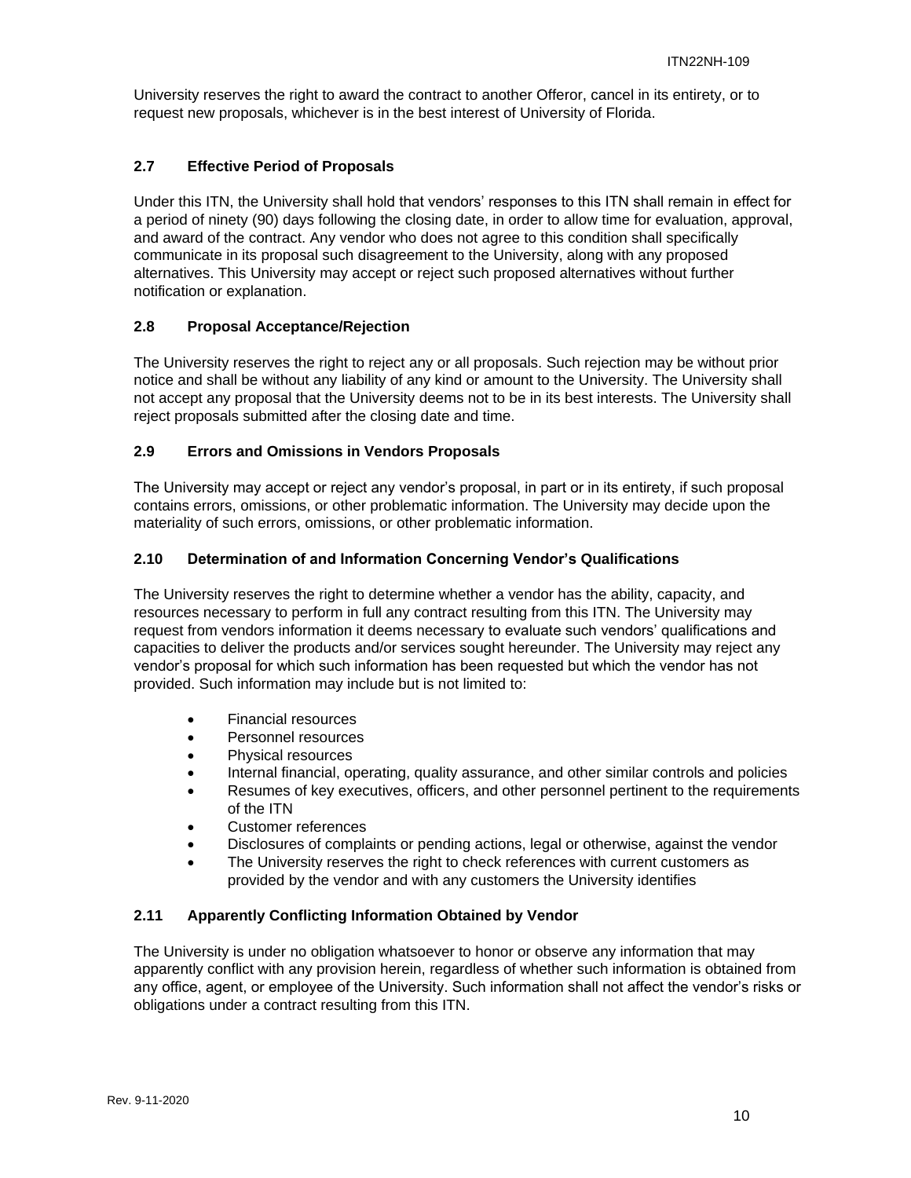University reserves the right to award the contract to another Offeror, cancel in its entirety, or to request new proposals, whichever is in the best interest of University of Florida.

### 2.7 Effective Period of Proposals

Under this ITN, the University shall hold that vendors' responses to this ITN shall remain in effect for a period of ninety (90) days following the closing date, in order to allow time for evaluation, approval, and award of the contract. Any vendor who does not agree to this condition shall specifically communicate in its proposal such disagreement to the University, along with any proposed alternatives. This University may accept or reject such proposed alternatives without further notification or explanation.

### 2.8 Proposal Acceptance/Rejection

The University reserves the right to reject any or all proposals. Such rejection may be without prior notice and shall be without any liability of any kind or amount to the University. The University shall not accept any proposal that the University deems not to be in its best interests. The University shall reject proposals submitted after the closing date and time.

### 2.9 Errors and Omissions in Vendors Proposals

The University may accept or reject any vendor's proposal, in part or in its entirety, if such proposal contains errors, omissions, or other problematic information. The University may decide upon the materiality of such errors, omissions, or other problematic information.

### 2.10 Determination of and Information Concerning Vendor's Qualifications

The University reserves the right to determine whether a vendor has the ability, capacity, and resources necessary to perform in full any contract resulting from this ITN. The University may request from vendors information it deems necessary to evaluate such vendors' qualifications and capacities to deliver the products and/or services sought hereunder. The University may reject any vendor's proposal for which such information has been requested but which the vendor has not provided. Such information may include but is not limited to:

- Financial resources
- Personnel resources
- Physical resources
- Internal financial, operating, quality assurance, and other similar controls and policies
- Resumes of key executives, officers, and other personnel pertinent to the requirements of the ITN
- Customer references
- Disclosures of complaints or pending actions, legal or otherwise, against the vendor
- The University reserves the right to check references with current customers as provided by the vendor and with any customers the University identifies

### 2.11 Apparently Conflicting Information Obtained by Vendor

The University is under no obligation whatsoever to honor or observe any information that may apparently conflict with any provision herein, regardless of whether such information is obtained from any office, agent, or employee of the University. Such information shall not affect the vendor's risks or obligations under a contract resulting from this ITN.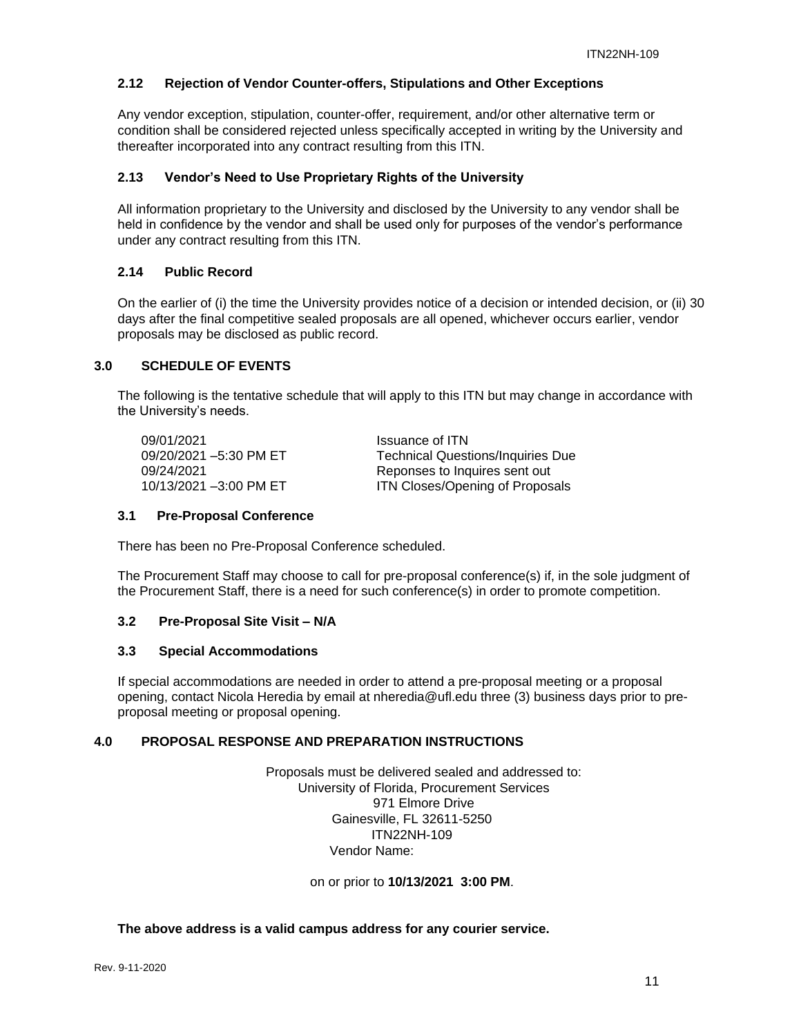### 2.12 Rejection of Vendor Counter-offers, Stipulations and Other Exceptions

Any vendor exception, stipulation, counter-offer, requirement, and/or other alternative term or condition shall be considered rejected unless specifically accepted in writing by the University and thereafter incorporated into any contract resulting from this ITN.

### 2.13 Vendor's Need to Use Proprietary Rights of the University

All information proprietary to the University and disclosed by the University to any vendor shall be held in confidence by the vendor and shall be used only for purposes of the vendor's performance under any contract resulting from this ITN.

### 2.14 Public Record

On the earlier of (i) the time the University provides notice of a decision or intended decision, or (ii) 30 days after the final competitive sealed proposals are all opened, whichever occurs earlier, vendor proposals may be disclosed as public record.

## 3.0 SCHEDULE OF EVENTS

The following is the tentative schedule that will apply to this ITN but may change in accordance with the University's needs.

| | |
|---|---|
| 09/01/2021 | Issuance of ITN |
| 09/20/2021 –5:30 PM ET | Technical Questions/Inquiries Due |
| 09/24/2021 | Reponses to Inquires sent out |
| 10/13/2021 –3:00 PM ET | ITN Closes/Opening of Proposals |

### 3.1 Pre-Proposal Conference

There has been no Pre-Proposal Conference scheduled.

The Procurement Staff may choose to call for pre-proposal conference(s) if, in the sole judgment of the Procurement Staff, there is a need for such conference(s) in order to promote competition.

### 3.2 Pre-Proposal Site Visit – N/A

### 3.3 Special Accommodations

If special accommodations are needed in order to attend a pre-proposal meeting or a proposal opening, contact Nicola Heredia by email at nheredia@ufl.edu three (3) business days prior to pre-proposal meeting or proposal opening.

## 4.0 PROPOSAL RESPONSE AND PREPARATION INSTRUCTIONS

Proposals must be delivered sealed and addressed to:
University of Florida, Procurement Services
971 Elmore Drive
Gainesville, FL 32611-5250
ITN22NH-109
Vendor Name:

on or prior to **10/13/2021 3:00 PM**.

**The above address is a valid campus address for any courier service.**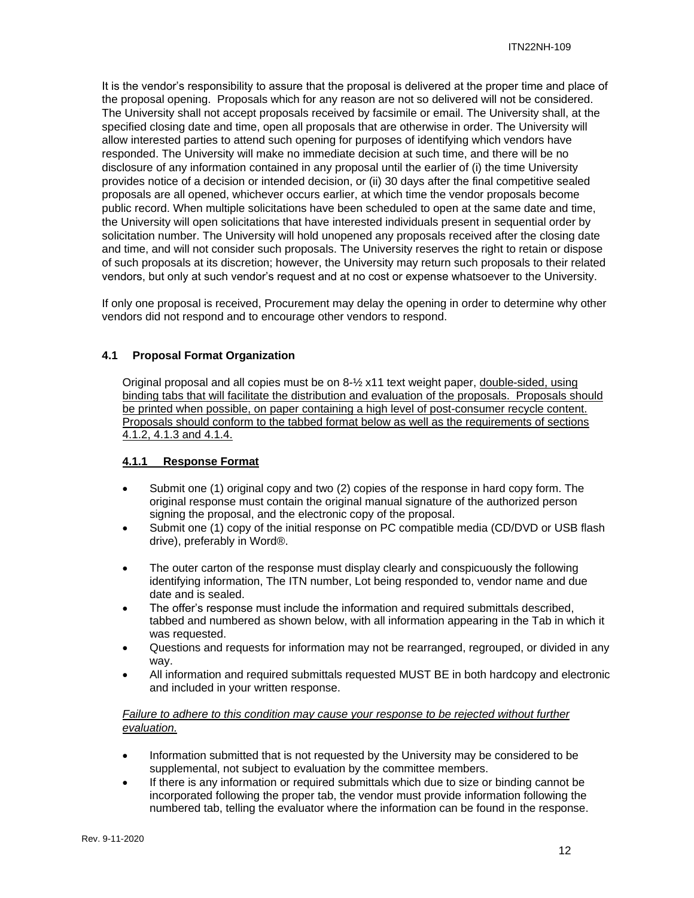It is the vendor's responsibility to assure that the proposal is delivered at the proper time and place of the proposal opening. Proposals which for any reason are not so delivered will not be considered. The University shall not accept proposals received by facsimile or email. The University shall, at the specified closing date and time, open all proposals that are otherwise in order. The University will allow interested parties to attend such opening for purposes of identifying which vendors have responded. The University will make no immediate decision at such time, and there will be no disclosure of any information contained in any proposal until the earlier of (i) the time University provides notice of a decision or intended decision, or (ii) 30 days after the final competitive sealed proposals are all opened, whichever occurs earlier, at which time the vendor proposals become public record. When multiple solicitations have been scheduled to open at the same date and time, the University will open solicitations that have interested individuals present in sequential order by solicitation number. The University will hold unopened any proposals received after the closing date and time, and will not consider such proposals. The University reserves the right to retain or dispose of such proposals at its discretion; however, the University may return such proposals to their related vendors, but only at such vendor's request and at no cost or expense whatsoever to the University.

If only one proposal is received, Procurement may delay the opening in order to determine why other vendors did not respond and to encourage other vendors to respond.

### 4.1 Proposal Format Organization

Original proposal and all copies must be on 8-½ x11 text weight paper, double-sided, using binding tabs that will facilitate the distribution and evaluation of the proposals. Proposals should be printed when possible, on paper containing a high level of post-consumer recycle content. Proposals should conform to the tabbed format below as well as the requirements of sections 4.1.2, 4.1.3 and 4.1.4.

#### 4.1.1 Response Format

- Submit one (1) original copy and two (2) copies of the response in hard copy form. The original response must contain the original manual signature of the authorized person signing the proposal, and the electronic copy of the proposal.
- Submit one (1) copy of the initial response on PC compatible media (CD/DVD or USB flash drive), preferably in Word®.
- The outer carton of the response must display clearly and conspicuously the following identifying information, The ITN number, Lot being responded to, vendor name and due date and is sealed.
- The offer's response must include the information and required submittals described, tabbed and numbered as shown below, with all information appearing in the Tab in which it was requested.
- Questions and requests for information may not be rearranged, regrouped, or divided in any way.
- All information and required submittals requested MUST BE in both hardcopy and electronic and included in your written response.

*Failure to adhere to this condition may cause your response to be rejected without further evaluation.*

- Information submitted that is not requested by the University may be considered to be supplemental, not subject to evaluation by the committee members.
- If there is any information or required submittals which due to size or binding cannot be incorporated following the proper tab, the vendor must provide information following the numbered tab, telling the evaluator where the information can be found in the response.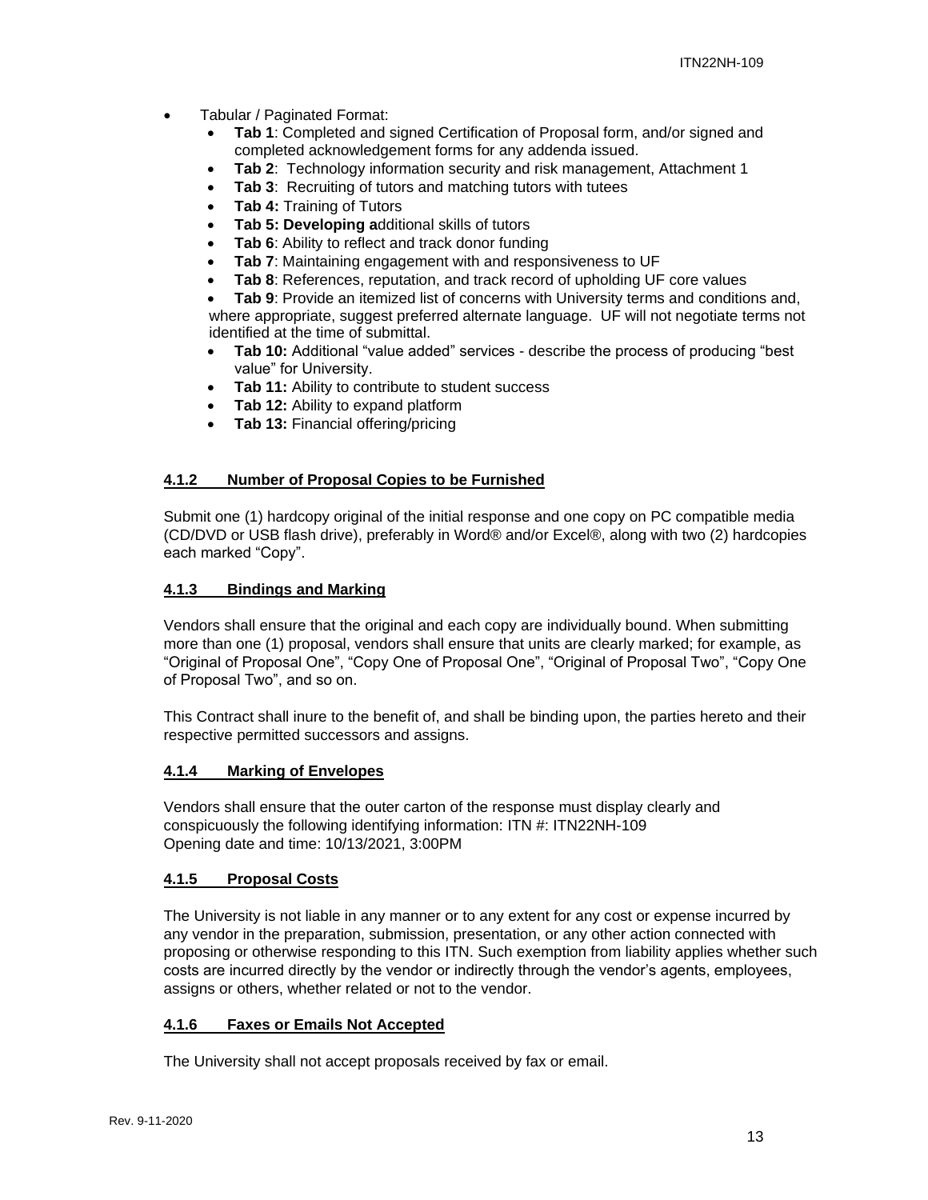- Tabular / Paginated Format:
  - **Tab 1**: Completed and signed Certification of Proposal form, and/or signed and completed acknowledgement forms for any addenda issued.
  - **Tab 2**: Technology information security and risk management, Attachment 1
  - **Tab 3**: Recruiting of tutors and matching tutors with tutees
  - **Tab 4:** Training of Tutors
  - **Tab 5: Developing a**dditional skills of tutors
  - **Tab 6**: Ability to reflect and track donor funding
  - **Tab 7**: Maintaining engagement with and responsiveness to UF
  - **Tab 8**: References, reputation, and track record of upholding UF core values
  - **Tab 9**: Provide an itemized list of concerns with University terms and conditions and, where appropriate, suggest preferred alternate language. UF will not negotiate terms not identified at the time of submittal.
  - **Tab 10:** Additional "value added" services - describe the process of producing "best value" for University.
  - **Tab 11:** Ability to contribute to student success
  - **Tab 12:** Ability to expand platform
  - **Tab 13:** Financial offering/pricing

### **4.1.2 Number of Proposal Copies to be Furnished**

Submit one (1) hardcopy original of the initial response and one copy on PC compatible media (CD/DVD or USB flash drive), preferably in Word® and/or Excel®, along with two (2) hardcopies each marked "Copy".

### **4.1.3 Bindings and Marking**

Vendors shall ensure that the original and each copy are individually bound. When submitting more than one (1) proposal, vendors shall ensure that units are clearly marked; for example, as "Original of Proposal One", "Copy One of Proposal One", "Original of Proposal Two", "Copy One of Proposal Two", and so on.

This Contract shall inure to the benefit of, and shall be binding upon, the parties hereto and their respective permitted successors and assigns.

### **4.1.4 Marking of Envelopes**

Vendors shall ensure that the outer carton of the response must display clearly and conspicuously the following identifying information: ITN #: ITN22NH-109
Opening date and time: 10/13/2021, 3:00PM

### **4.1.5 Proposal Costs**

The University is not liable in any manner or to any extent for any cost or expense incurred by any vendor in the preparation, submission, presentation, or any other action connected with proposing or otherwise responding to this ITN. Such exemption from liability applies whether such costs are incurred directly by the vendor or indirectly through the vendor's agents, employees, assigns or others, whether related or not to the vendor.

### **4.1.6 Faxes or Emails Not Accepted**

The University shall not accept proposals received by fax or email.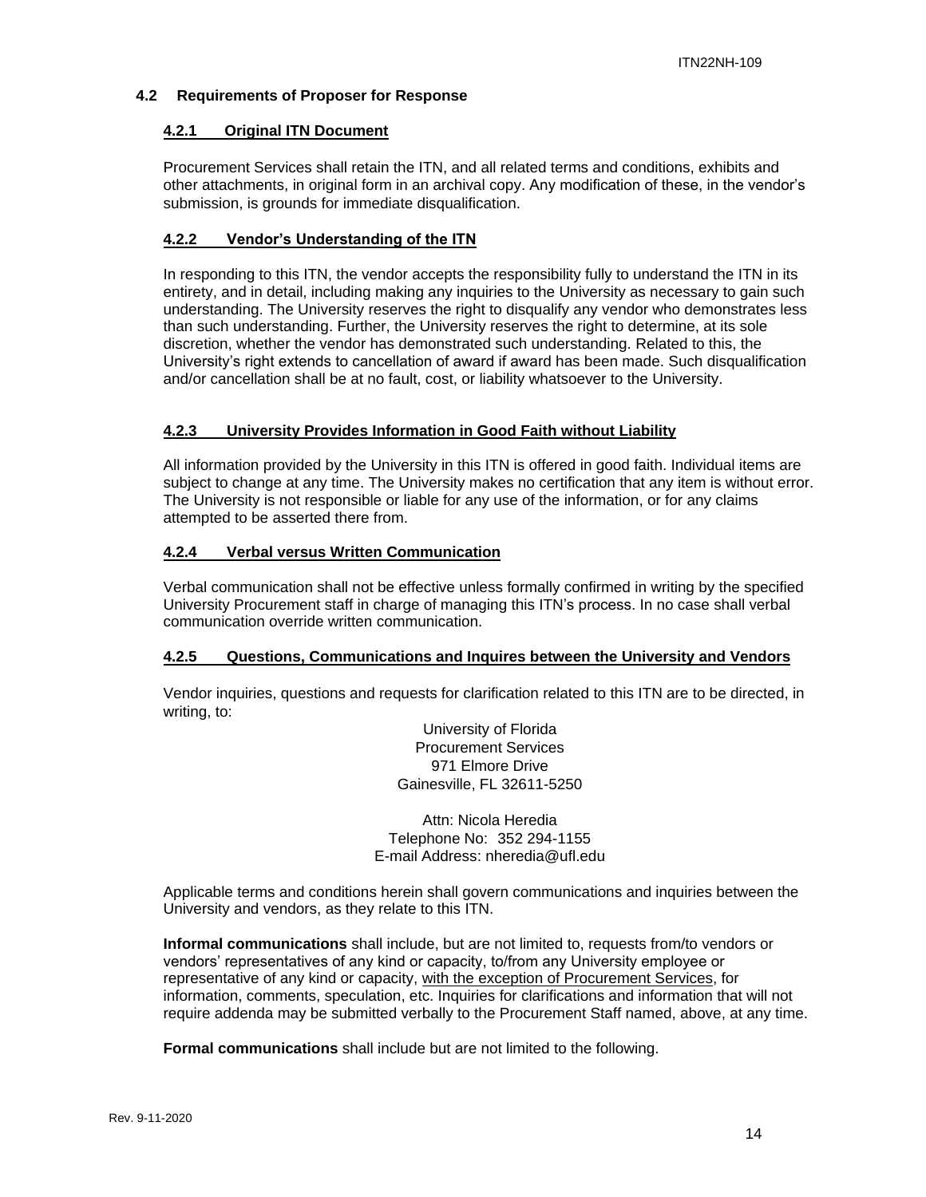### 4.2 Requirements of Proposer for Response

#### 4.2.1 Original ITN Document

Procurement Services shall retain the ITN, and all related terms and conditions, exhibits and other attachments, in original form in an archival copy. Any modification of these, in the vendor's submission, is grounds for immediate disqualification.

#### 4.2.2 Vendor's Understanding of the ITN

In responding to this ITN, the vendor accepts the responsibility fully to understand the ITN in its entirety, and in detail, including making any inquiries to the University as necessary to gain such understanding. The University reserves the right to disqualify any vendor who demonstrates less than such understanding. Further, the University reserves the right to determine, at its sole discretion, whether the vendor has demonstrated such understanding. Related to this, the University's right extends to cancellation of award if award has been made. Such disqualification and/or cancellation shall be at no fault, cost, or liability whatsoever to the University.

#### 4.2.3 University Provides Information in Good Faith without Liability

All information provided by the University in this ITN is offered in good faith. Individual items are subject to change at any time. The University makes no certification that any item is without error. The University is not responsible or liable for any use of the information, or for any claims attempted to be asserted there from.

#### 4.2.4 Verbal versus Written Communication

Verbal communication shall not be effective unless formally confirmed in writing by the specified University Procurement staff in charge of managing this ITN's process. In no case shall verbal communication override written communication.

#### 4.2.5 Questions, Communications and Inquires between the University and Vendors

Vendor inquiries, questions and requests for clarification related to this ITN are to be directed, in writing, to:

University of Florida
Procurement Services
971 Elmore Drive
Gainesville, FL 32611-5250

Attn: Nicola Heredia
Telephone No: 352 294-1155
E-mail Address: nheredia@ufl.edu

Applicable terms and conditions herein shall govern communications and inquiries between the University and vendors, as they relate to this ITN.

**Informal communications** shall include, but are not limited to, requests from/to vendors or vendors' representatives of any kind or capacity, to/from any University employee or representative of any kind or capacity, with the exception of Procurement Services, for information, comments, speculation, etc. Inquiries for clarifications and information that will not require addenda may be submitted verbally to the Procurement Staff named, above, at any time.

**Formal communications** shall include but are not limited to the following.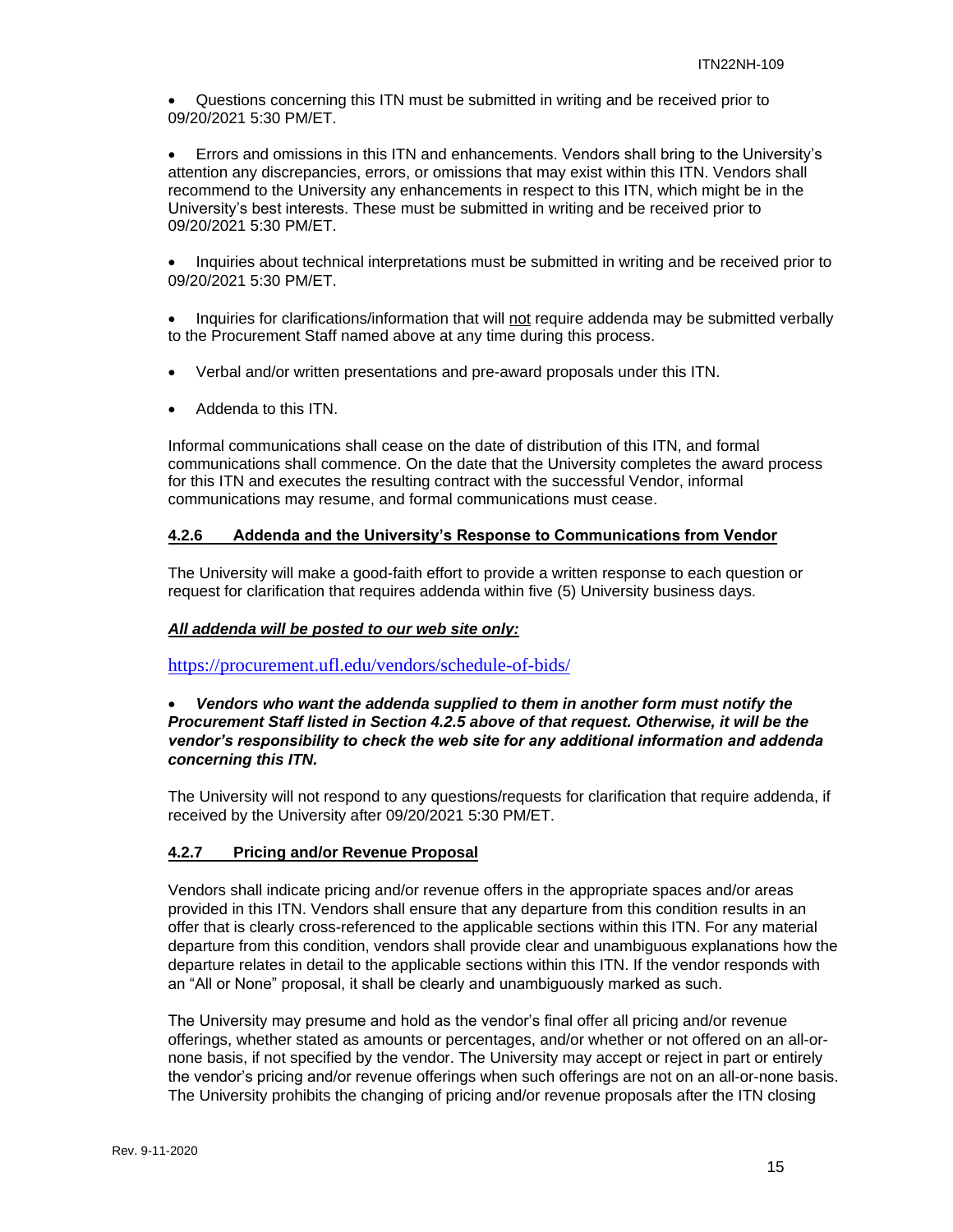- Questions concerning this ITN must be submitted in writing and be received prior to 09/20/2021 5:30 PM/ET.

- Errors and omissions in this ITN and enhancements. Vendors shall bring to the University's attention any discrepancies, errors, or omissions that may exist within this ITN. Vendors shall recommend to the University any enhancements in respect to this ITN, which might be in the University's best interests. These must be submitted in writing and be received prior to 09/20/2021 5:30 PM/ET.

- Inquiries about technical interpretations must be submitted in writing and be received prior to 09/20/2021 5:30 PM/ET.

- Inquiries for clarifications/information that will not require addenda may be submitted verbally to the Procurement Staff named above at any time during this process.

- Verbal and/or written presentations and pre-award proposals under this ITN.

- Addenda to this ITN.

Informal communications shall cease on the date of distribution of this ITN, and formal communications shall commence. On the date that the University completes the award process for this ITN and executes the resulting contract with the successful Vendor, informal communications may resume, and formal communications must cease.

### 4.2.6 Addenda and the University's Response to Communications from Vendor

The University will make a good-faith effort to provide a written response to each question or request for clarification that requires addenda within five (5) University business days.

***All addenda will be posted to our web site only:***

https://procurement.ufl.edu/vendors/schedule-of-bids/

- ***Vendors who want the addenda supplied to them in another form must notify the Procurement Staff listed in Section 4.2.5 above of that request. Otherwise, it will be the vendor's responsibility to check the web site for any additional information and addenda concerning this ITN.***

The University will not respond to any questions/requests for clarification that require addenda, if received by the University after 09/20/2021 5:30 PM/ET.

### 4.2.7 Pricing and/or Revenue Proposal

Vendors shall indicate pricing and/or revenue offers in the appropriate spaces and/or areas provided in this ITN. Vendors shall ensure that any departure from this condition results in an offer that is clearly cross-referenced to the applicable sections within this ITN. For any material departure from this condition, vendors shall provide clear and unambiguous explanations how the departure relates in detail to the applicable sections within this ITN. If the vendor responds with an "All or None" proposal, it shall be clearly and unambiguously marked as such.

The University may presume and hold as the vendor's final offer all pricing and/or revenue offerings, whether stated as amounts or percentages, and/or whether or not offered on an all-or-none basis, if not specified by the vendor. The University may accept or reject in part or entirely the vendor's pricing and/or revenue offerings when such offerings are not on an all-or-none basis. The University prohibits the changing of pricing and/or revenue proposals after the ITN closing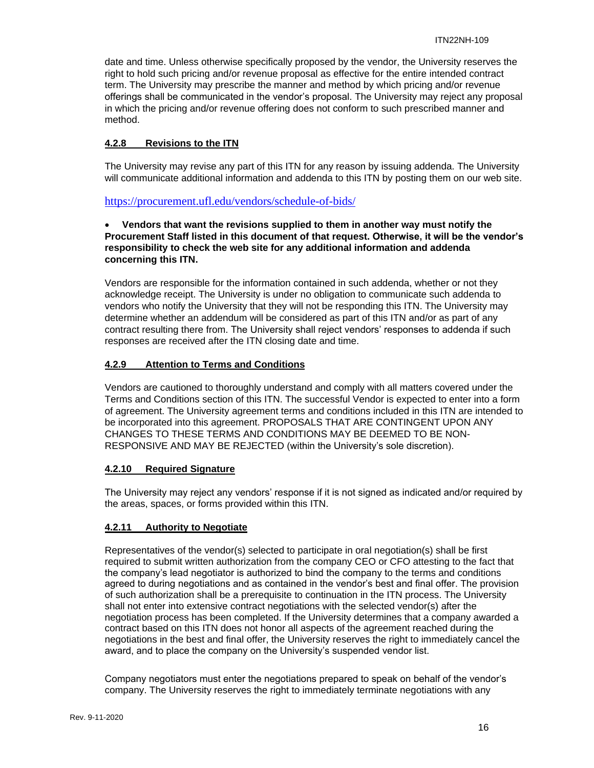date and time. Unless otherwise specifically proposed by the vendor, the University reserves the right to hold such pricing and/or revenue proposal as effective for the entire intended contract term. The University may prescribe the manner and method by which pricing and/or revenue offerings shall be communicated in the vendor's proposal. The University may reject any proposal in which the pricing and/or revenue offering does not conform to such prescribed manner and method.

### 4.2.8 Revisions to the ITN

The University may revise any part of this ITN for any reason by issuing addenda. The University will communicate additional information and addenda to this ITN by posting them on our web site.

https://procurement.ufl.edu/vendors/schedule-of-bids/

- **Vendors that want the revisions supplied to them in another way must notify the Procurement Staff listed in this document of that request. Otherwise, it will be the vendor's responsibility to check the web site for any additional information and addenda concerning this ITN.**

Vendors are responsible for the information contained in such addenda, whether or not they acknowledge receipt. The University is under no obligation to communicate such addenda to vendors who notify the University that they will not be responding this ITN. The University may determine whether an addendum will be considered as part of this ITN and/or as part of any contract resulting there from. The University shall reject vendors' responses to addenda if such responses are received after the ITN closing date and time.

### 4.2.9 Attention to Terms and Conditions

Vendors are cautioned to thoroughly understand and comply with all matters covered under the Terms and Conditions section of this ITN. The successful Vendor is expected to enter into a form of agreement. The University agreement terms and conditions included in this ITN are intended to be incorporated into this agreement. PROPOSALS THAT ARE CONTINGENT UPON ANY CHANGES TO THESE TERMS AND CONDITIONS MAY BE DEEMED TO BE NON-RESPONSIVE AND MAY BE REJECTED (within the University's sole discretion).

### 4.2.10 Required Signature

The University may reject any vendors' response if it is not signed as indicated and/or required by the areas, spaces, or forms provided within this ITN.

### 4.2.11 Authority to Negotiate

Representatives of the vendor(s) selected to participate in oral negotiation(s) shall be first required to submit written authorization from the company CEO or CFO attesting to the fact that the company's lead negotiator is authorized to bind the company to the terms and conditions agreed to during negotiations and as contained in the vendor's best and final offer. The provision of such authorization shall be a prerequisite to continuation in the ITN process. The University shall not enter into extensive contract negotiations with the selected vendor(s) after the negotiation process has been completed. If the University determines that a company awarded a contract based on this ITN does not honor all aspects of the agreement reached during the negotiations in the best and final offer, the University reserves the right to immediately cancel the award, and to place the company on the University's suspended vendor list.

Company negotiators must enter the negotiations prepared to speak on behalf of the vendor's company. The University reserves the right to immediately terminate negotiations with any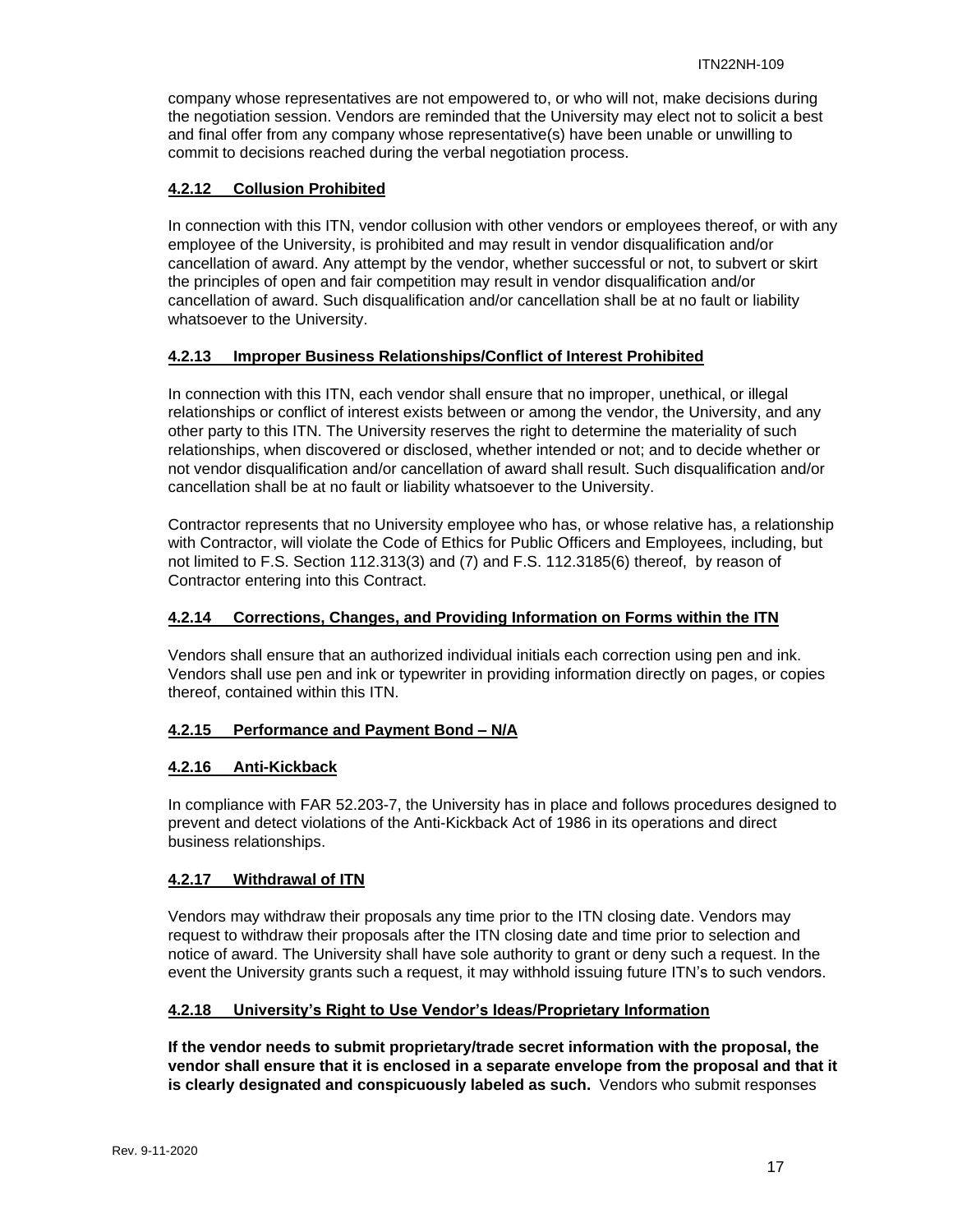company whose representatives are not empowered to, or who will not, make decisions during the negotiation session. Vendors are reminded that the University may elect not to solicit a best and final offer from any company whose representative(s) have been unable or unwilling to commit to decisions reached during the verbal negotiation process.

#### 4.2.12 Collusion Prohibited

In connection with this ITN, vendor collusion with other vendors or employees thereof, or with any employee of the University, is prohibited and may result in vendor disqualification and/or cancellation of award. Any attempt by the vendor, whether successful or not, to subvert or skirt the principles of open and fair competition may result in vendor disqualification and/or cancellation of award. Such disqualification and/or cancellation shall be at no fault or liability whatsoever to the University.

#### 4.2.13 Improper Business Relationships/Conflict of Interest Prohibited

In connection with this ITN, each vendor shall ensure that no improper, unethical, or illegal relationships or conflict of interest exists between or among the vendor, the University, and any other party to this ITN. The University reserves the right to determine the materiality of such relationships, when discovered or disclosed, whether intended or not; and to decide whether or not vendor disqualification and/or cancellation of award shall result. Such disqualification and/or cancellation shall be at no fault or liability whatsoever to the University.

Contractor represents that no University employee who has, or whose relative has, a relationship with Contractor, will violate the Code of Ethics for Public Officers and Employees, including, but not limited to F.S. Section 112.313(3) and (7) and F.S. 112.3185(6) thereof, by reason of Contractor entering into this Contract.

#### 4.2.14 Corrections, Changes, and Providing Information on Forms within the ITN

Vendors shall ensure that an authorized individual initials each correction using pen and ink. Vendors shall use pen and ink or typewriter in providing information directly on pages, or copies thereof, contained within this ITN.

#### 4.2.15 Performance and Payment Bond – N/A

#### 4.2.16 Anti-Kickback

In compliance with FAR 52.203-7, the University has in place and follows procedures designed to prevent and detect violations of the Anti-Kickback Act of 1986 in its operations and direct business relationships.

#### 4.2.17 Withdrawal of ITN

Vendors may withdraw their proposals any time prior to the ITN closing date. Vendors may request to withdraw their proposals after the ITN closing date and time prior to selection and notice of award. The University shall have sole authority to grant or deny such a request. In the event the University grants such a request, it may withhold issuing future ITN's to such vendors.

#### 4.2.18 University's Right to Use Vendor's Ideas/Proprietary Information

**If the vendor needs to submit proprietary/trade secret information with the proposal, the vendor shall ensure that it is enclosed in a separate envelope from the proposal and that it is clearly designated and conspicuously labeled as such.** Vendors who submit responses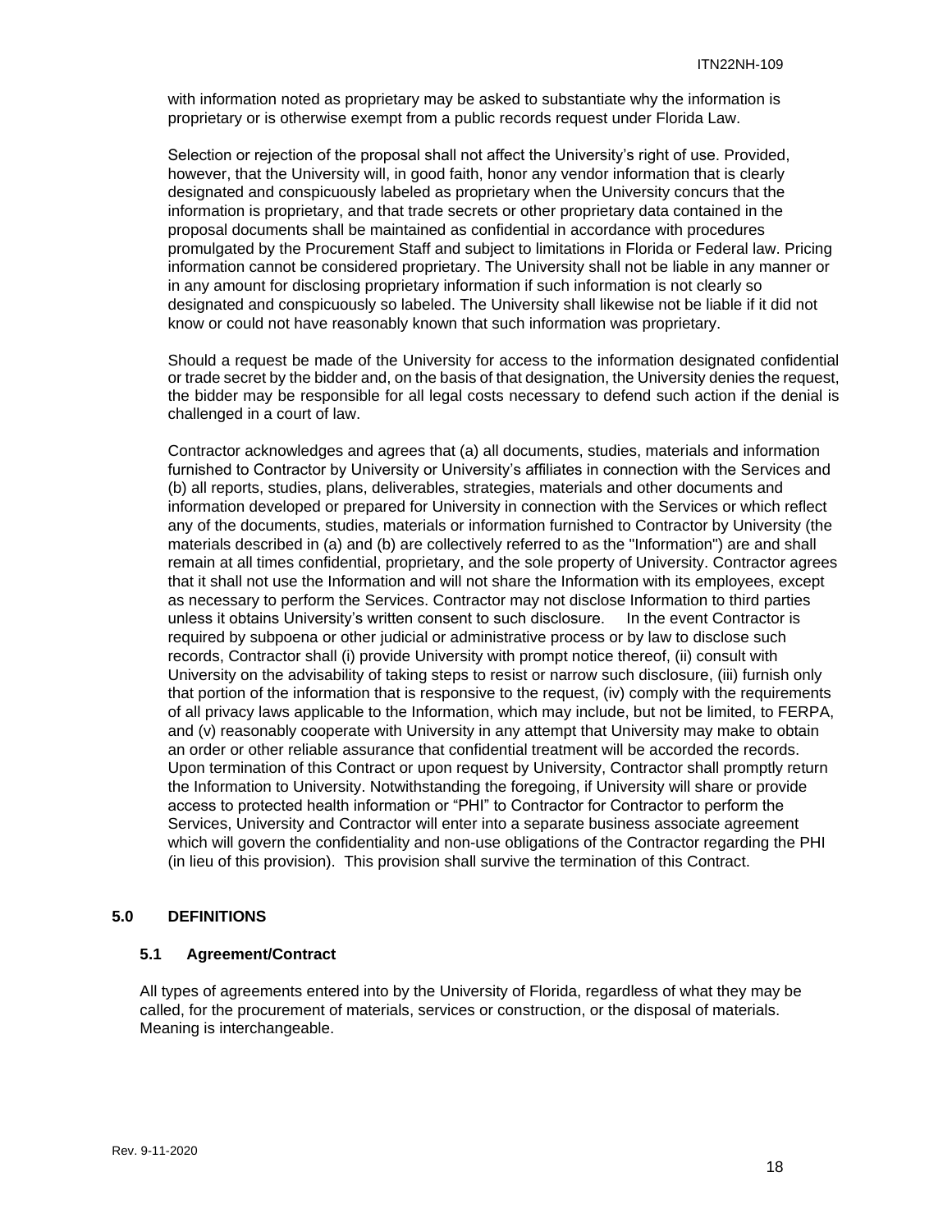with information noted as proprietary may be asked to substantiate why the information is proprietary or is otherwise exempt from a public records request under Florida Law.

Selection or rejection of the proposal shall not affect the University's right of use. Provided, however, that the University will, in good faith, honor any vendor information that is clearly designated and conspicuously labeled as proprietary when the University concurs that the information is proprietary, and that trade secrets or other proprietary data contained in the proposal documents shall be maintained as confidential in accordance with procedures promulgated by the Procurement Staff and subject to limitations in Florida or Federal law. Pricing information cannot be considered proprietary. The University shall not be liable in any manner or in any amount for disclosing proprietary information if such information is not clearly so designated and conspicuously so labeled. The University shall likewise not be liable if it did not know or could not have reasonably known that such information was proprietary.

Should a request be made of the University for access to the information designated confidential or trade secret by the bidder and, on the basis of that designation, the University denies the request, the bidder may be responsible for all legal costs necessary to defend such action if the denial is challenged in a court of law.

Contractor acknowledges and agrees that (a) all documents, studies, materials and information furnished to Contractor by University or University's affiliates in connection with the Services and (b) all reports, studies, plans, deliverables, strategies, materials and other documents and information developed or prepared for University in connection with the Services or which reflect any of the documents, studies, materials or information furnished to Contractor by University (the materials described in (a) and (b) are collectively referred to as the "Information") are and shall remain at all times confidential, proprietary, and the sole property of University. Contractor agrees that it shall not use the Information and will not share the Information with its employees, except as necessary to perform the Services. Contractor may not disclose Information to third parties unless it obtains University's written consent to such disclosure. In the event Contractor is required by subpoena or other judicial or administrative process or by law to disclose such records, Contractor shall (i) provide University with prompt notice thereof, (ii) consult with University on the advisability of taking steps to resist or narrow such disclosure, (iii) furnish only that portion of the information that is responsive to the request, (iv) comply with the requirements of all privacy laws applicable to the Information, which may include, but not be limited, to FERPA, and (v) reasonably cooperate with University in any attempt that University may make to obtain an order or other reliable assurance that confidential treatment will be accorded the records. Upon termination of this Contract or upon request by University, Contractor shall promptly return the Information to University. Notwithstanding the foregoing, if University will share or provide access to protected health information or "PHI" to Contractor for Contractor to perform the Services, University and Contractor will enter into a separate business associate agreement which will govern the confidentiality and non-use obligations of the Contractor regarding the PHI (in lieu of this provision). This provision shall survive the termination of this Contract.

## 5.0 DEFINITIONS

### 5.1 Agreement/Contract

All types of agreements entered into by the University of Florida, regardless of what they may be called, for the procurement of materials, services or construction, or the disposal of materials. Meaning is interchangeable.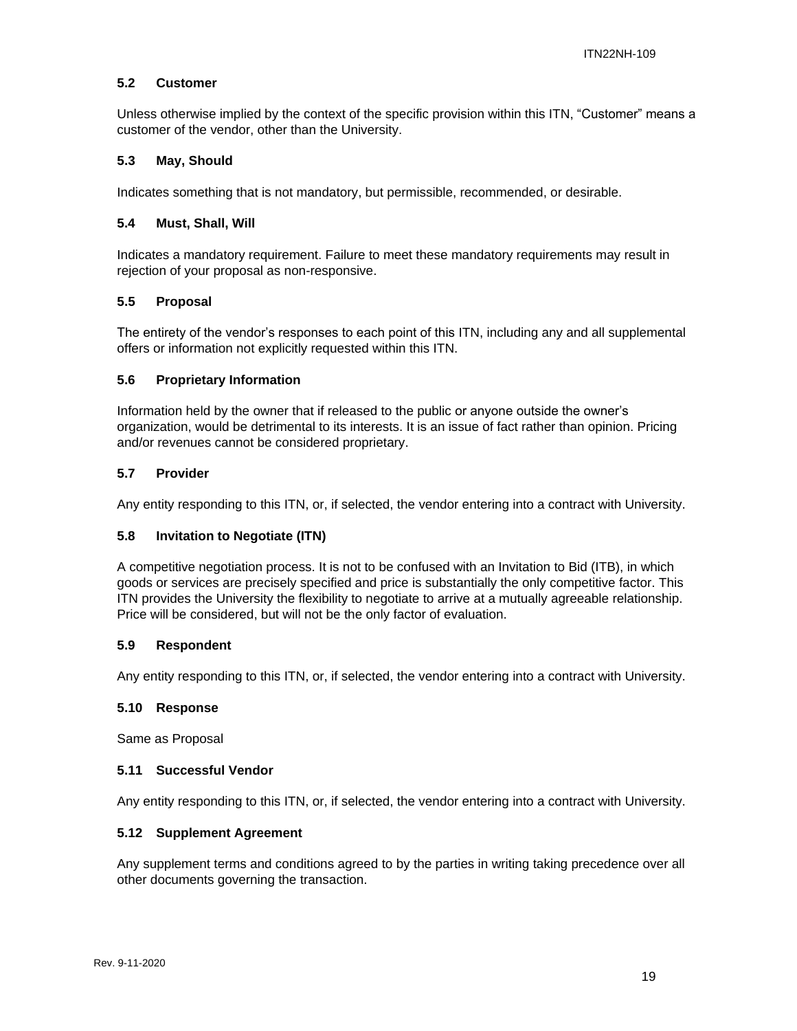### 5.2 Customer

Unless otherwise implied by the context of the specific provision within this ITN, "Customer" means a customer of the vendor, other than the University.

### 5.3 May, Should

Indicates something that is not mandatory, but permissible, recommended, or desirable.

### 5.4 Must, Shall, Will

Indicates a mandatory requirement. Failure to meet these mandatory requirements may result in rejection of your proposal as non-responsive.

### 5.5 Proposal

The entirety of the vendor's responses to each point of this ITN, including any and all supplemental offers or information not explicitly requested within this ITN.

### 5.6 Proprietary Information

Information held by the owner that if released to the public or anyone outside the owner's organization, would be detrimental to its interests. It is an issue of fact rather than opinion. Pricing and/or revenues cannot be considered proprietary.

### 5.7 Provider

Any entity responding to this ITN, or, if selected, the vendor entering into a contract with University.

### 5.8 Invitation to Negotiate (ITN)

A competitive negotiation process. It is not to be confused with an Invitation to Bid (ITB), in which goods or services are precisely specified and price is substantially the only competitive factor. This ITN provides the University the flexibility to negotiate to arrive at a mutually agreeable relationship. Price will be considered, but will not be the only factor of evaluation.

### 5.9 Respondent

Any entity responding to this ITN, or, if selected, the vendor entering into a contract with University.

### 5.10 Response

Same as Proposal

### 5.11 Successful Vendor

Any entity responding to this ITN, or, if selected, the vendor entering into a contract with University.

### 5.12 Supplement Agreement

Any supplement terms and conditions agreed to by the parties in writing taking precedence over all other documents governing the transaction.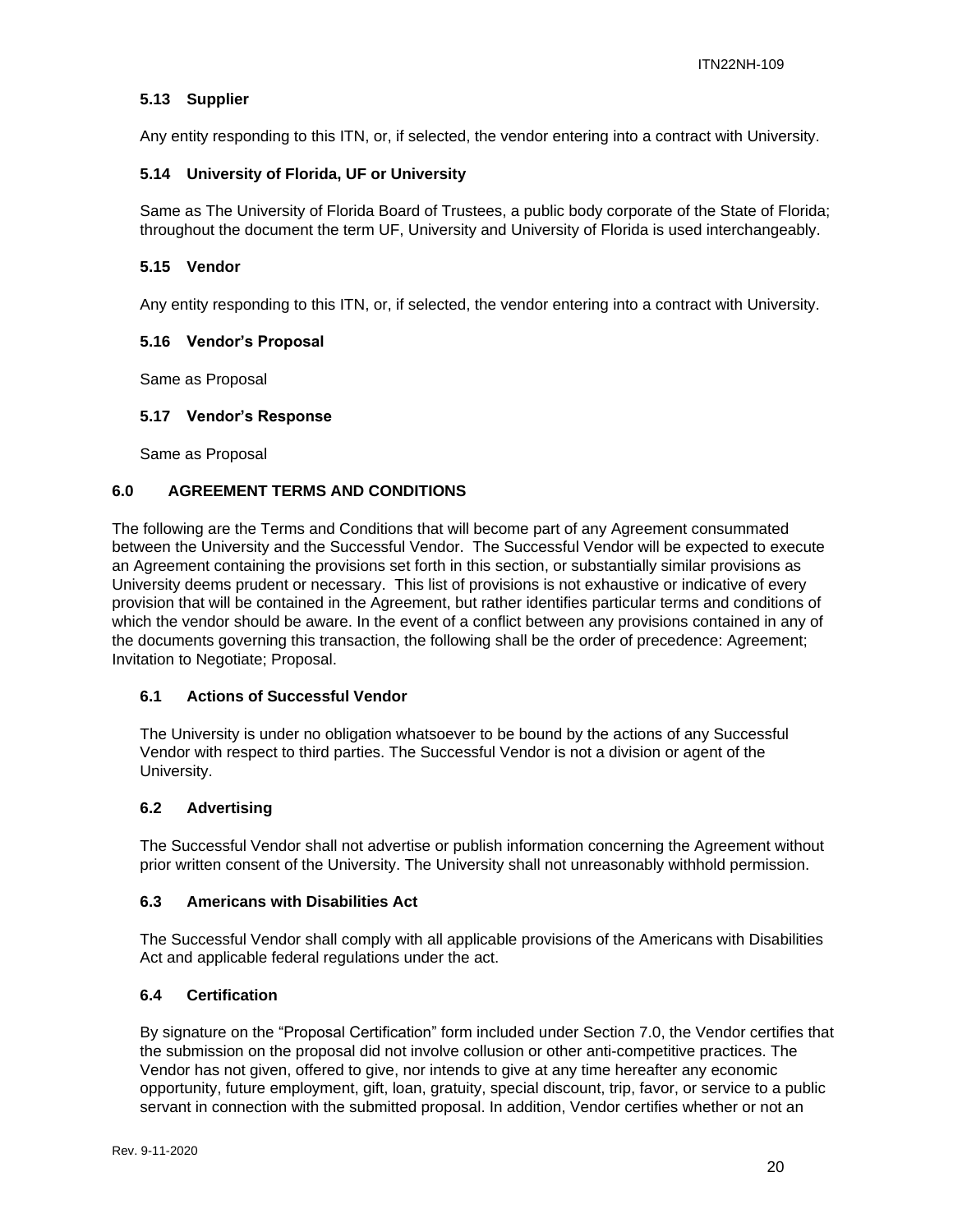### 5.13 Supplier

Any entity responding to this ITN, or, if selected, the vendor entering into a contract with University.

### 5.14 University of Florida, UF or University

Same as The University of Florida Board of Trustees, a public body corporate of the State of Florida; throughout the document the term UF, University and University of Florida is used interchangeably.

### 5.15 Vendor

Any entity responding to this ITN, or, if selected, the vendor entering into a contract with University.

### 5.16 Vendor's Proposal

Same as Proposal

### 5.17 Vendor's Response

Same as Proposal

## 6.0 AGREEMENT TERMS AND CONDITIONS

The following are the Terms and Conditions that will become part of any Agreement consummated between the University and the Successful Vendor. The Successful Vendor will be expected to execute an Agreement containing the provisions set forth in this section, or substantially similar provisions as University deems prudent or necessary. This list of provisions is not exhaustive or indicative of every provision that will be contained in the Agreement, but rather identifies particular terms and conditions of which the vendor should be aware. In the event of a conflict between any provisions contained in any of the documents governing this transaction, the following shall be the order of precedence: Agreement; Invitation to Negotiate; Proposal.

### 6.1 Actions of Successful Vendor

The University is under no obligation whatsoever to be bound by the actions of any Successful Vendor with respect to third parties. The Successful Vendor is not a division or agent of the University.

### 6.2 Advertising

The Successful Vendor shall not advertise or publish information concerning the Agreement without prior written consent of the University. The University shall not unreasonably withhold permission.

### 6.3 Americans with Disabilities Act

The Successful Vendor shall comply with all applicable provisions of the Americans with Disabilities Act and applicable federal regulations under the act.

### 6.4 Certification

By signature on the "Proposal Certification" form included under Section 7.0, the Vendor certifies that the submission on the proposal did not involve collusion or other anti-competitive practices. The Vendor has not given, offered to give, nor intends to give at any time hereafter any economic opportunity, future employment, gift, loan, gratuity, special discount, trip, favor, or service to a public servant in connection with the submitted proposal. In addition, Vendor certifies whether or not an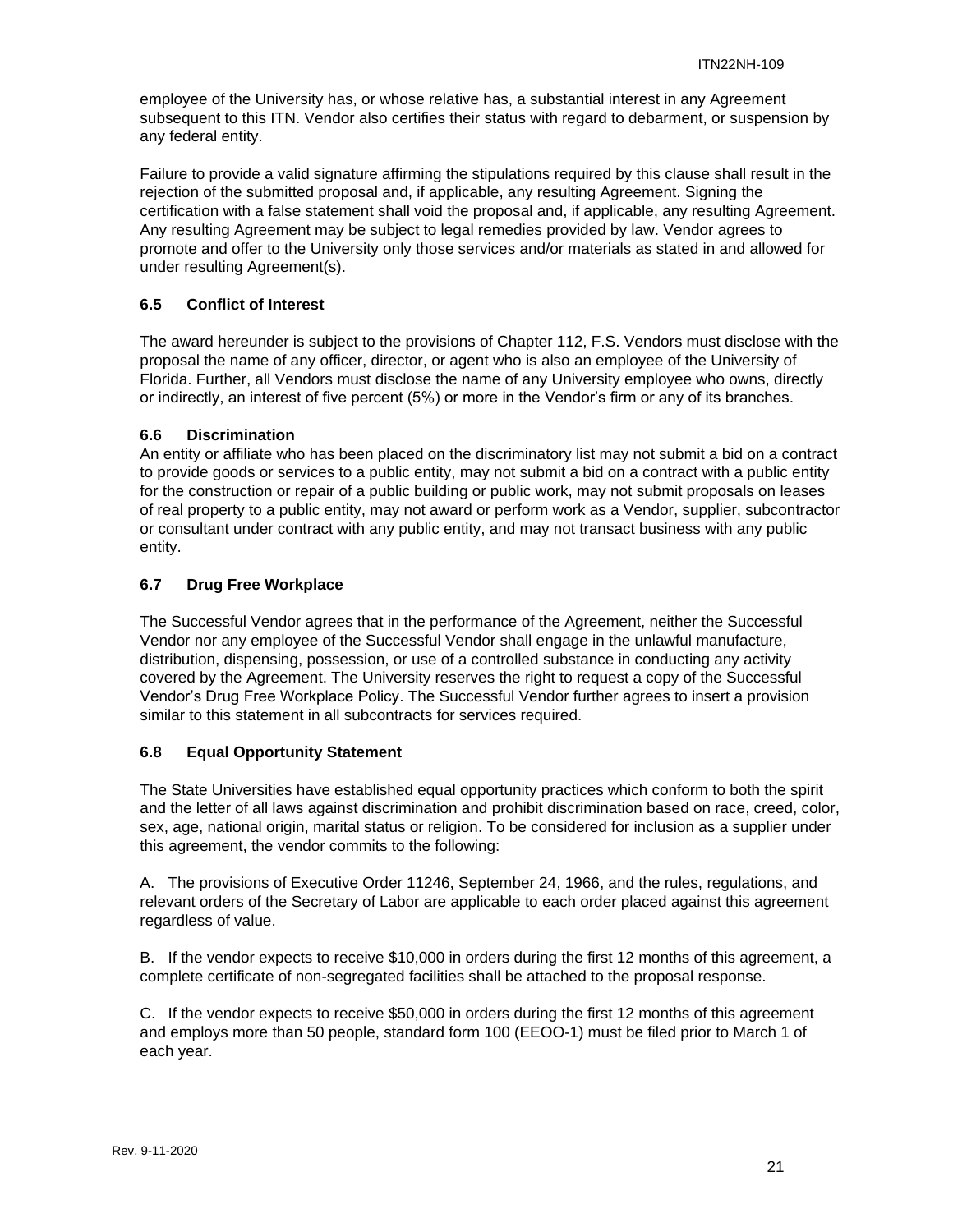employee of the University has, or whose relative has, a substantial interest in any Agreement subsequent to this ITN. Vendor also certifies their status with regard to debarment, or suspension by any federal entity.

Failure to provide a valid signature affirming the stipulations required by this clause shall result in the rejection of the submitted proposal and, if applicable, any resulting Agreement. Signing the certification with a false statement shall void the proposal and, if applicable, any resulting Agreement. Any resulting Agreement may be subject to legal remedies provided by law. Vendor agrees to promote and offer to the University only those services and/or materials as stated in and allowed for under resulting Agreement(s).

### 6.5 Conflict of Interest

The award hereunder is subject to the provisions of Chapter 112, F.S. Vendors must disclose with the proposal the name of any officer, director, or agent who is also an employee of the University of Florida. Further, all Vendors must disclose the name of any University employee who owns, directly or indirectly, an interest of five percent (5%) or more in the Vendor's firm or any of its branches.

### 6.6 Discrimination

An entity or affiliate who has been placed on the discriminatory list may not submit a bid on a contract to provide goods or services to a public entity, may not submit a bid on a contract with a public entity for the construction or repair of a public building or public work, may not submit proposals on leases of real property to a public entity, may not award or perform work as a Vendor, supplier, subcontractor or consultant under contract with any public entity, and may not transact business with any public entity.

### 6.7 Drug Free Workplace

The Successful Vendor agrees that in the performance of the Agreement, neither the Successful Vendor nor any employee of the Successful Vendor shall engage in the unlawful manufacture, distribution, dispensing, possession, or use of a controlled substance in conducting any activity covered by the Agreement. The University reserves the right to request a copy of the Successful Vendor's Drug Free Workplace Policy. The Successful Vendor further agrees to insert a provision similar to this statement in all subcontracts for services required.

### 6.8 Equal Opportunity Statement

The State Universities have established equal opportunity practices which conform to both the spirit and the letter of all laws against discrimination and prohibit discrimination based on race, creed, color, sex, age, national origin, marital status or religion. To be considered for inclusion as a supplier under this agreement, the vendor commits to the following:

A. The provisions of Executive Order 11246, September 24, 1966, and the rules, regulations, and relevant orders of the Secretary of Labor are applicable to each order placed against this agreement regardless of value.

B. If the vendor expects to receive $10,000 in orders during the first 12 months of this agreement, a complete certificate of non-segregated facilities shall be attached to the proposal response.

C. If the vendor expects to receive $50,000 in orders during the first 12 months of this agreement and employs more than 50 people, standard form 100 (EEOO-1) must be filed prior to March 1 of each year.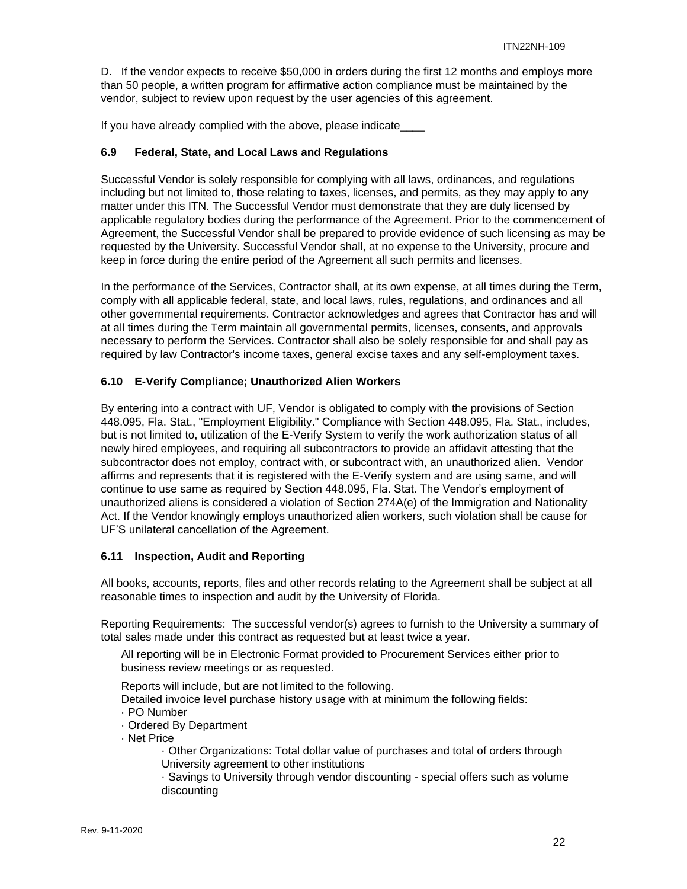D. If the vendor expects to receive $50,000 in orders during the first 12 months and employs more than 50 people, a written program for affirmative action compliance must be maintained by the vendor, subject to review upon request by the user agencies of this agreement.

If you have already complied with the above, please indicate____

### 6.9 Federal, State, and Local Laws and Regulations

Successful Vendor is solely responsible for complying with all laws, ordinances, and regulations including but not limited to, those relating to taxes, licenses, and permits, as they may apply to any matter under this ITN. The Successful Vendor must demonstrate that they are duly licensed by applicable regulatory bodies during the performance of the Agreement. Prior to the commencement of Agreement, the Successful Vendor shall be prepared to provide evidence of such licensing as may be requested by the University. Successful Vendor shall, at no expense to the University, procure and keep in force during the entire period of the Agreement all such permits and licenses.

In the performance of the Services, Contractor shall, at its own expense, at all times during the Term, comply with all applicable federal, state, and local laws, rules, regulations, and ordinances and all other governmental requirements. Contractor acknowledges and agrees that Contractor has and will at all times during the Term maintain all governmental permits, licenses, consents, and approvals necessary to perform the Services. Contractor shall also be solely responsible for and shall pay as required by law Contractor's income taxes, general excise taxes and any self-employment taxes.

### 6.10 E-Verify Compliance; Unauthorized Alien Workers

By entering into a contract with UF, Vendor is obligated to comply with the provisions of Section 448.095, Fla. Stat., "Employment Eligibility." Compliance with Section 448.095, Fla. Stat., includes, but is not limited to, utilization of the E-Verify System to verify the work authorization status of all newly hired employees, and requiring all subcontractors to provide an affidavit attesting that the subcontractor does not employ, contract with, or subcontract with, an unauthorized alien. Vendor affirms and represents that it is registered with the E-Verify system and are using same, and will continue to use same as required by Section 448.095, Fla. Stat. The Vendor's employment of unauthorized aliens is considered a violation of Section 274A(e) of the Immigration and Nationality Act. If the Vendor knowingly employs unauthorized alien workers, such violation shall be cause for UF'S unilateral cancellation of the Agreement.

### 6.11 Inspection, Audit and Reporting

All books, accounts, reports, files and other records relating to the Agreement shall be subject at all reasonable times to inspection and audit by the University of Florida.

Reporting Requirements: The successful vendor(s) agrees to furnish to the University a summary of total sales made under this contract as requested but at least twice a year.

All reporting will be in Electronic Format provided to Procurement Services either prior to business review meetings or as requested.

Reports will include, but are not limited to the following.
Detailed invoice level purchase history usage with at minimum the following fields:

- PO Number
- Ordered By Department
- Net Price
    - Other Organizations: Total dollar value of purchases and total of orders through University agreement to other institutions
    - Savings to University through vendor discounting - special offers such as volume discounting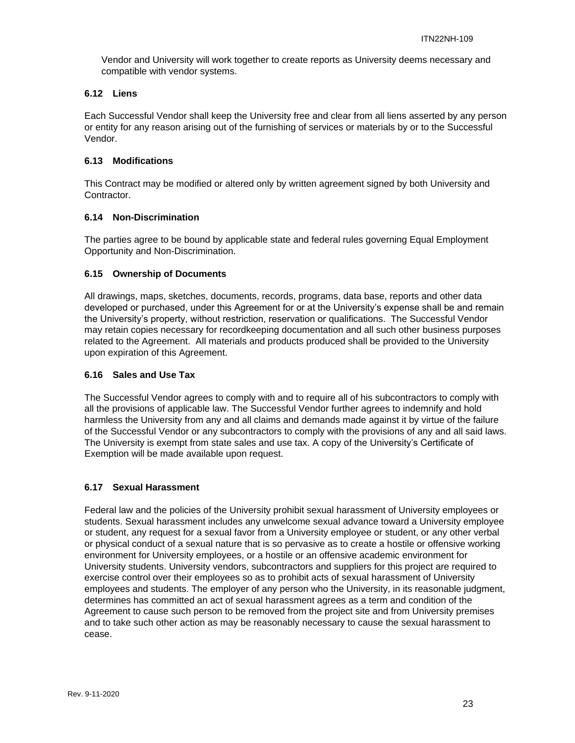Vendor and University will work together to create reports as University deems necessary and compatible with vendor systems.

### 6.12 Liens

Each Successful Vendor shall keep the University free and clear from all liens asserted by any person or entity for any reason arising out of the furnishing of services or materials by or to the Successful Vendor.

### 6.13 Modifications

This Contract may be modified or altered only by written agreement signed by both University and Contractor.

### 6.14 Non-Discrimination

The parties agree to be bound by applicable state and federal rules governing Equal Employment Opportunity and Non-Discrimination.

### 6.15 Ownership of Documents

All drawings, maps, sketches, documents, records, programs, data base, reports and other data developed or purchased, under this Agreement for or at the University's expense shall be and remain the University's property, without restriction, reservation or qualifications. The Successful Vendor may retain copies necessary for recordkeeping documentation and all such other business purposes related to the Agreement. All materials and products produced shall be provided to the University upon expiration of this Agreement.

### 6.16 Sales and Use Tax

The Successful Vendor agrees to comply with and to require all of his subcontractors to comply with all the provisions of applicable law. The Successful Vendor further agrees to indemnify and hold harmless the University from any and all claims and demands made against it by virtue of the failure of the Successful Vendor or any subcontractors to comply with the provisions of any and all said laws. The University is exempt from state sales and use tax. A copy of the University's Certificate of Exemption will be made available upon request.

### 6.17 Sexual Harassment

Federal law and the policies of the University prohibit sexual harassment of University employees or students. Sexual harassment includes any unwelcome sexual advance toward a University employee or student, any request for a sexual favor from a University employee or student, or any other verbal or physical conduct of a sexual nature that is so pervasive as to create a hostile or offensive working environment for University employees, or a hostile or an offensive academic environment for University students. University vendors, subcontractors and suppliers for this project are required to exercise control over their employees so as to prohibit acts of sexual harassment of University employees and students. The employer of any person who the University, in its reasonable judgment, determines has committed an act of sexual harassment agrees as a term and condition of the Agreement to cause such person to be removed from the project site and from University premises and to take such other action as may be reasonably necessary to cause the sexual harassment to cease.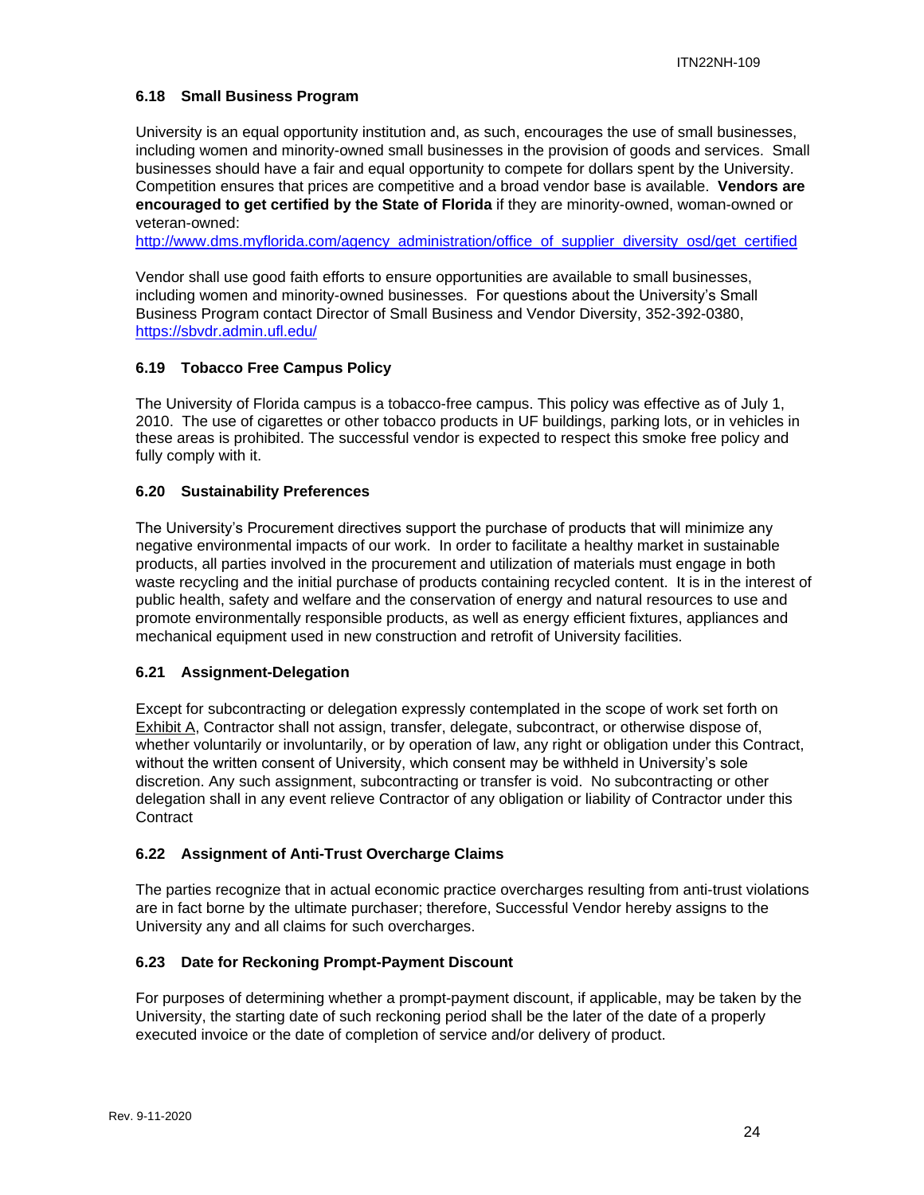### 6.18 Small Business Program

University is an equal opportunity institution and, as such, encourages the use of small businesses, including women and minority-owned small businesses in the provision of goods and services. Small businesses should have a fair and equal opportunity to compete for dollars spent by the University. Competition ensures that prices are competitive and a broad vendor base is available. **Vendors are encouraged to get certified by the State of Florida** if they are minority-owned, woman-owned or veteran-owned:
http://www.dms.myflorida.com/agency_administration/office_of_supplier_diversity_osd/get_certified

Vendor shall use good faith efforts to ensure opportunities are available to small businesses, including women and minority-owned businesses. For questions about the University's Small Business Program contact Director of Small Business and Vendor Diversity, 352-392-0380, https://sbvdr.admin.ufl.edu/

### 6.19 Tobacco Free Campus Policy

The University of Florida campus is a tobacco-free campus. This policy was effective as of July 1, 2010. The use of cigarettes or other tobacco products in UF buildings, parking lots, or in vehicles in these areas is prohibited. The successful vendor is expected to respect this smoke free policy and fully comply with it.

### 6.20 Sustainability Preferences

The University's Procurement directives support the purchase of products that will minimize any negative environmental impacts of our work. In order to facilitate a healthy market in sustainable products, all parties involved in the procurement and utilization of materials must engage in both waste recycling and the initial purchase of products containing recycled content. It is in the interest of public health, safety and welfare and the conservation of energy and natural resources to use and promote environmentally responsible products, as well as energy efficient fixtures, appliances and mechanical equipment used in new construction and retrofit of University facilities.

### 6.21 Assignment-Delegation

Except for subcontracting or delegation expressly contemplated in the scope of work set forth on Exhibit A, Contractor shall not assign, transfer, delegate, subcontract, or otherwise dispose of, whether voluntarily or involuntarily, or by operation of law, any right or obligation under this Contract, without the written consent of University, which consent may be withheld in University's sole discretion. Any such assignment, subcontracting or transfer is void. No subcontracting or other delegation shall in any event relieve Contractor of any obligation or liability of Contractor under this Contract

### 6.22 Assignment of Anti-Trust Overcharge Claims

The parties recognize that in actual economic practice overcharges resulting from anti-trust violations are in fact borne by the ultimate purchaser; therefore, Successful Vendor hereby assigns to the University any and all claims for such overcharges.

### 6.23 Date for Reckoning Prompt-Payment Discount

For purposes of determining whether a prompt-payment discount, if applicable, may be taken by the University, the starting date of such reckoning period shall be the later of the date of a properly executed invoice or the date of completion of service and/or delivery of product.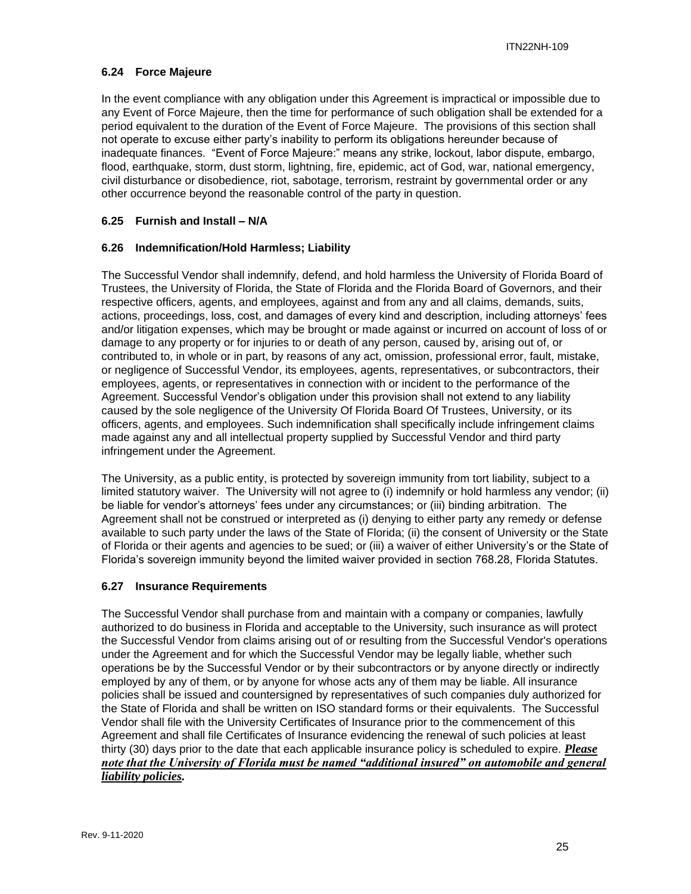### 6.24 Force Majeure

In the event compliance with any obligation under this Agreement is impractical or impossible due to any Event of Force Majeure, then the time for performance of such obligation shall be extended for a period equivalent to the duration of the Event of Force Majeure. The provisions of this section shall not operate to excuse either party's inability to perform its obligations hereunder because of inadequate finances. "Event of Force Majeure:" means any strike, lockout, labor dispute, embargo, flood, earthquake, storm, dust storm, lightning, fire, epidemic, act of God, war, national emergency, civil disturbance or disobedience, riot, sabotage, terrorism, restraint by governmental order or any other occurrence beyond the reasonable control of the party in question.

### 6.25 Furnish and Install – N/A

### 6.26 Indemnification/Hold Harmless; Liability

The Successful Vendor shall indemnify, defend, and hold harmless the University of Florida Board of Trustees, the University of Florida, the State of Florida and the Florida Board of Governors, and their respective officers, agents, and employees, against and from any and all claims, demands, suits, actions, proceedings, loss, cost, and damages of every kind and description, including attorneys' fees and/or litigation expenses, which may be brought or made against or incurred on account of loss of or damage to any property or for injuries to or death of any person, caused by, arising out of, or contributed to, in whole or in part, by reasons of any act, omission, professional error, fault, mistake, or negligence of Successful Vendor, its employees, agents, representatives, or subcontractors, their employees, agents, or representatives in connection with or incident to the performance of the Agreement. Successful Vendor's obligation under this provision shall not extend to any liability caused by the sole negligence of the University Of Florida Board Of Trustees, University, or its officers, agents, and employees. Such indemnification shall specifically include infringement claims made against any and all intellectual property supplied by Successful Vendor and third party infringement under the Agreement.

The University, as a public entity, is protected by sovereign immunity from tort liability, subject to a limited statutory waiver. The University will not agree to (i) indemnify or hold harmless any vendor; (ii) be liable for vendor's attorneys' fees under any circumstances; or (iii) binding arbitration. The Agreement shall not be construed or interpreted as (i) denying to either party any remedy or defense available to such party under the laws of the State of Florida; (ii) the consent of University or the State of Florida or their agents and agencies to be sued; or (iii) a waiver of either University's or the State of Florida's sovereign immunity beyond the limited waiver provided in section 768.28, Florida Statutes.

### 6.27 Insurance Requirements

The Successful Vendor shall purchase from and maintain with a company or companies, lawfully authorized to do business in Florida and acceptable to the University, such insurance as will protect the Successful Vendor from claims arising out of or resulting from the Successful Vendor's operations under the Agreement and for which the Successful Vendor may be legally liable, whether such operations be by the Successful Vendor or by their subcontractors or by anyone directly or indirectly employed by any of them, or by anyone for whose acts any of them may be liable. All insurance policies shall be issued and countersigned by representatives of such companies duly authorized for the State of Florida and shall be written on ISO standard forms or their equivalents. The Successful Vendor shall file with the University Certificates of Insurance prior to the commencement of this Agreement and shall file Certificates of Insurance evidencing the renewal of such policies at least thirty (30) days prior to the date that each applicable insurance policy is scheduled to expire. ***Please note that the University of Florida must be named "additional insured" on automobile and general liability policies.***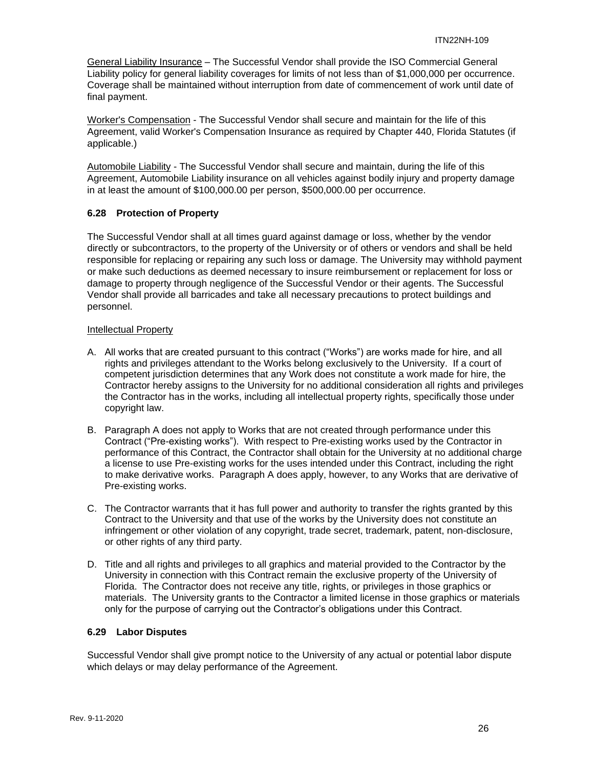General Liability Insurance – The Successful Vendor shall provide the ISO Commercial General Liability policy for general liability coverages for limits of not less than of $1,000,000 per occurrence. Coverage shall be maintained without interruption from date of commencement of work until date of final payment.

Worker's Compensation - The Successful Vendor shall secure and maintain for the life of this Agreement, valid Worker's Compensation Insurance as required by Chapter 440, Florida Statutes (if applicable.)

Automobile Liability - The Successful Vendor shall secure and maintain, during the life of this Agreement, Automobile Liability insurance on all vehicles against bodily injury and property damage in at least the amount of $100,000.00 per person, $500,000.00 per occurrence.

### 6.28 Protection of Property

The Successful Vendor shall at all times guard against damage or loss, whether by the vendor directly or subcontractors, to the property of the University or of others or vendors and shall be held responsible for replacing or repairing any such loss or damage. The University may withhold payment or make such deductions as deemed necessary to insure reimbursement or replacement for loss or damage to property through negligence of the Successful Vendor or their agents. The Successful Vendor shall provide all barricades and take all necessary precautions to protect buildings and personnel.

Intellectual Property

A. All works that are created pursuant to this contract ("Works") are works made for hire, and all rights and privileges attendant to the Works belong exclusively to the University. If a court of competent jurisdiction determines that any Work does not constitute a work made for hire, the Contractor hereby assigns to the University for no additional consideration all rights and privileges the Contractor has in the works, including all intellectual property rights, specifically those under copyright law.

B. Paragraph A does not apply to Works that are not created through performance under this Contract ("Pre-existing works"). With respect to Pre-existing works used by the Contractor in performance of this Contract, the Contractor shall obtain for the University at no additional charge a license to use Pre-existing works for the uses intended under this Contract, including the right to make derivative works. Paragraph A does apply, however, to any Works that are derivative of Pre-existing works.

C. The Contractor warrants that it has full power and authority to transfer the rights granted by this Contract to the University and that use of the works by the University does not constitute an infringement or other violation of any copyright, trade secret, trademark, patent, non-disclosure, or other rights of any third party.

D. Title and all rights and privileges to all graphics and material provided to the Contractor by the University in connection with this Contract remain the exclusive property of the University of Florida. The Contractor does not receive any title, rights, or privileges in those graphics or materials. The University grants to the Contractor a limited license in those graphics or materials only for the purpose of carrying out the Contractor's obligations under this Contract.

### 6.29 Labor Disputes

Successful Vendor shall give prompt notice to the University of any actual or potential labor dispute which delays or may delay performance of the Agreement.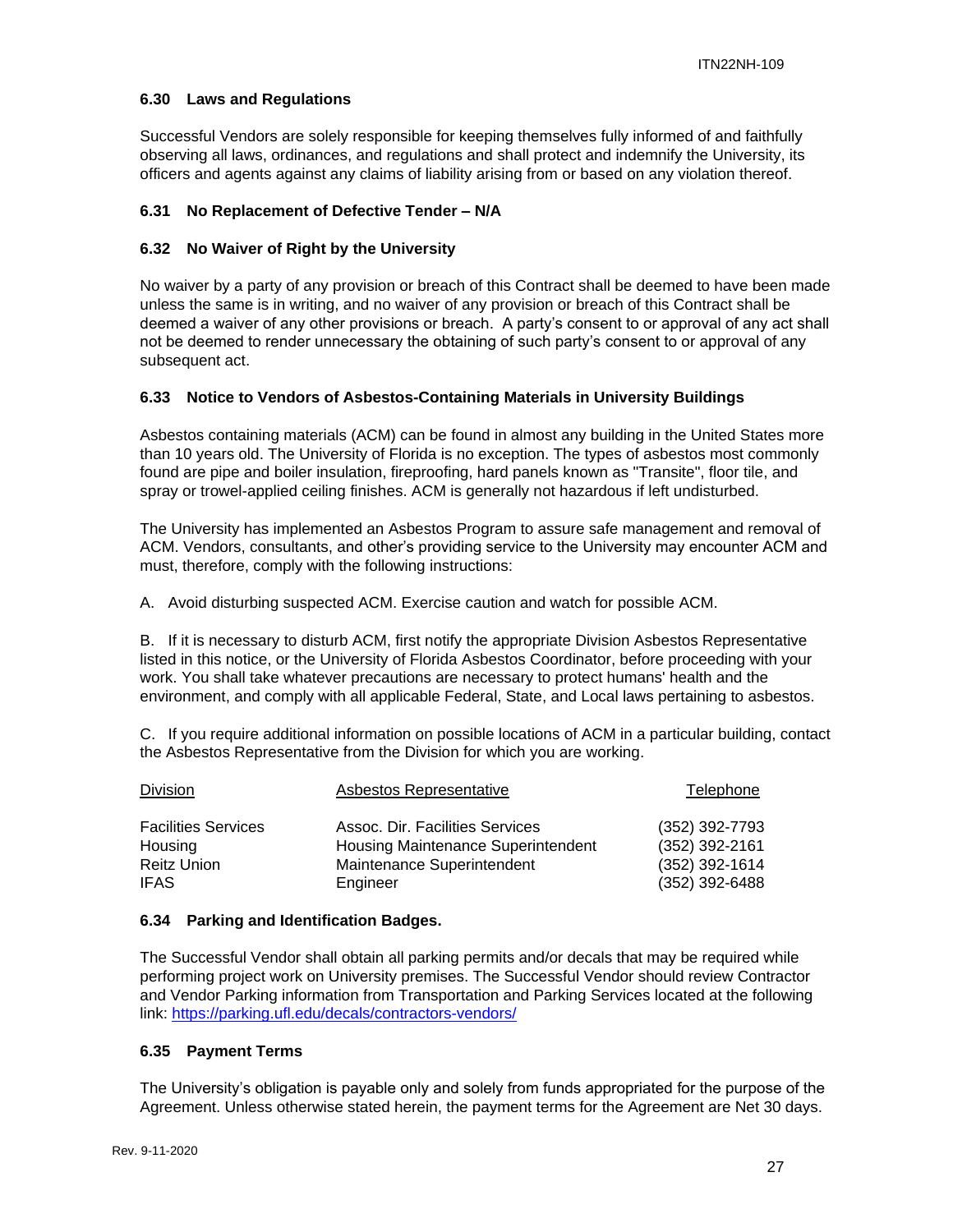### 6.30 Laws and Regulations

Successful Vendors are solely responsible for keeping themselves fully informed of and faithfully observing all laws, ordinances, and regulations and shall protect and indemnify the University, its officers and agents against any claims of liability arising from or based on any violation thereof.

### 6.31 No Replacement of Defective Tender – N/A

### 6.32 No Waiver of Right by the University

No waiver by a party of any provision or breach of this Contract shall be deemed to have been made unless the same is in writing, and no waiver of any provision or breach of this Contract shall be deemed a waiver of any other provisions or breach. A party's consent to or approval of any act shall not be deemed to render unnecessary the obtaining of such party's consent to or approval of any subsequent act.

### 6.33 Notice to Vendors of Asbestos-Containing Materials in University Buildings

Asbestos containing materials (ACM) can be found in almost any building in the United States more than 10 years old. The University of Florida is no exception. The types of asbestos most commonly found are pipe and boiler insulation, fireproofing, hard panels known as "Transite", floor tile, and spray or trowel-applied ceiling finishes. ACM is generally not hazardous if left undisturbed.

The University has implemented an Asbestos Program to assure safe management and removal of ACM. Vendors, consultants, and other's providing service to the University may encounter ACM and must, therefore, comply with the following instructions:

A. Avoid disturbing suspected ACM. Exercise caution and watch for possible ACM.

B. If it is necessary to disturb ACM, first notify the appropriate Division Asbestos Representative listed in this notice, or the University of Florida Asbestos Coordinator, before proceeding with your work. You shall take whatever precautions are necessary to protect humans' health and the environment, and comply with all applicable Federal, State, and Local laws pertaining to asbestos.

C. If you require additional information on possible locations of ACM in a particular building, contact the Asbestos Representative from the Division for which you are working.

| Division | Asbestos Representative | Telephone |
|---|---|---|
| Facilities Services | Assoc. Dir. Facilities Services | (352) 392-7793 |
| Housing | Housing Maintenance Superintendent | (352) 392-2161 |
| Reitz Union | Maintenance Superintendent | (352) 392-1614 |
| IFAS | Engineer | (352) 392-6488 |

### 6.34 Parking and Identification Badges.

The Successful Vendor shall obtain all parking permits and/or decals that may be required while performing project work on University premises. The Successful Vendor should review Contractor and Vendor Parking information from Transportation and Parking Services located at the following link: https://parking.ufl.edu/decals/contractors-vendors/

### 6.35 Payment Terms

The University's obligation is payable only and solely from funds appropriated for the purpose of the Agreement. Unless otherwise stated herein, the payment terms for the Agreement are Net 30 days.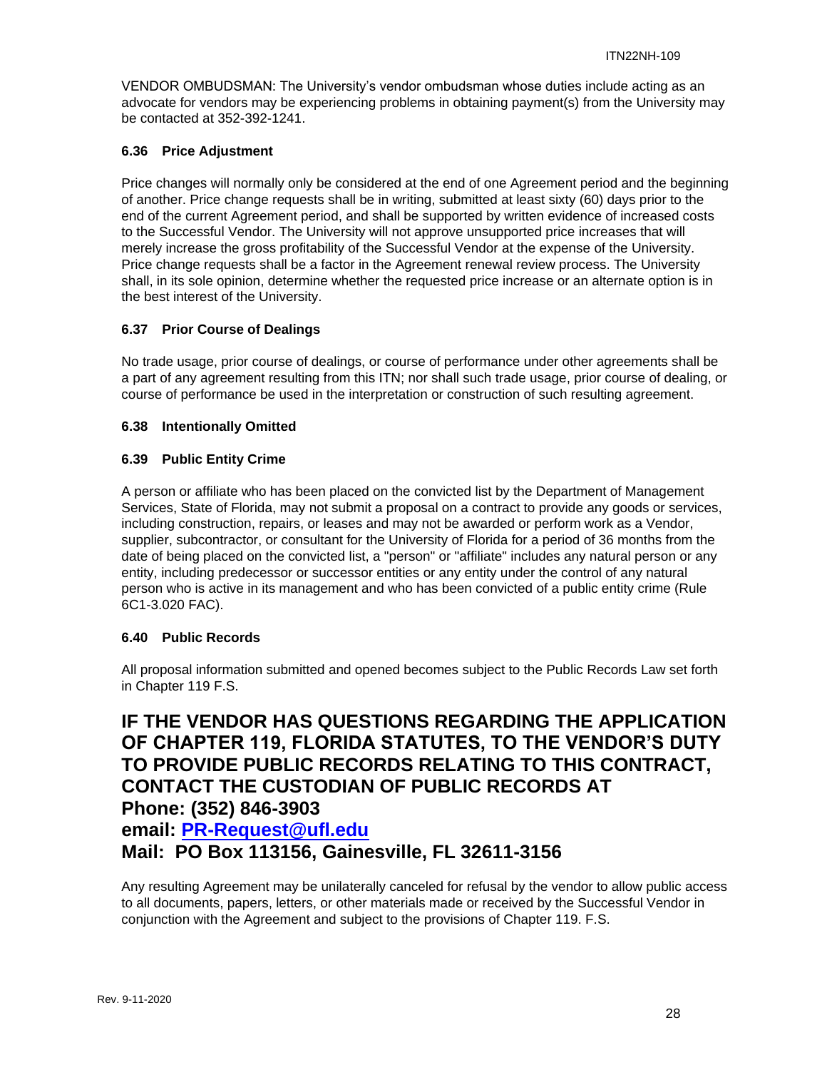VENDOR OMBUDSMAN: The University's vendor ombudsman whose duties include acting as an advocate for vendors may be experiencing problems in obtaining payment(s) from the University may be contacted at 352-392-1241.

### 6.36 Price Adjustment

Price changes will normally only be considered at the end of one Agreement period and the beginning of another. Price change requests shall be in writing, submitted at least sixty (60) days prior to the end of the current Agreement period, and shall be supported by written evidence of increased costs to the Successful Vendor. The University will not approve unsupported price increases that will merely increase the gross profitability of the Successful Vendor at the expense of the University. Price change requests shall be a factor in the Agreement renewal review process. The University shall, in its sole opinion, determine whether the requested price increase or an alternate option is in the best interest of the University.

### 6.37 Prior Course of Dealings

No trade usage, prior course of dealings, or course of performance under other agreements shall be a part of any agreement resulting from this ITN; nor shall such trade usage, prior course of dealing, or course of performance be used in the interpretation or construction of such resulting agreement.

### 6.38 Intentionally Omitted

### 6.39 Public Entity Crime

A person or affiliate who has been placed on the convicted list by the Department of Management Services, State of Florida, may not submit a proposal on a contract to provide any goods or services, including construction, repairs, or leases and may not be awarded or perform work as a Vendor, supplier, subcontractor, or consultant for the University of Florida for a period of 36 months from the date of being placed on the convicted list, a "person" or "affiliate" includes any natural person or any entity, including predecessor or successor entities or any entity under the control of any natural person who is active in its management and who has been convicted of a public entity crime (Rule 6C1-3.020 FAC).

### 6.40 Public Records

All proposal information submitted and opened becomes subject to the Public Records Law set forth in Chapter 119 F.S.

## IF THE VENDOR HAS QUESTIONS REGARDING THE APPLICATION OF CHAPTER 119, FLORIDA STATUTES, TO THE VENDOR'S DUTY TO PROVIDE PUBLIC RECORDS RELATING TO THIS CONTRACT, CONTACT THE CUSTODIAN OF PUBLIC RECORDS AT Phone: (352) 846-3903 email: PR-Request@ufl.edu Mail: PO Box 113156, Gainesville, FL 32611-3156

Any resulting Agreement may be unilaterally canceled for refusal by the vendor to allow public access to all documents, papers, letters, or other materials made or received by the Successful Vendor in conjunction with the Agreement and subject to the provisions of Chapter 119. F.S.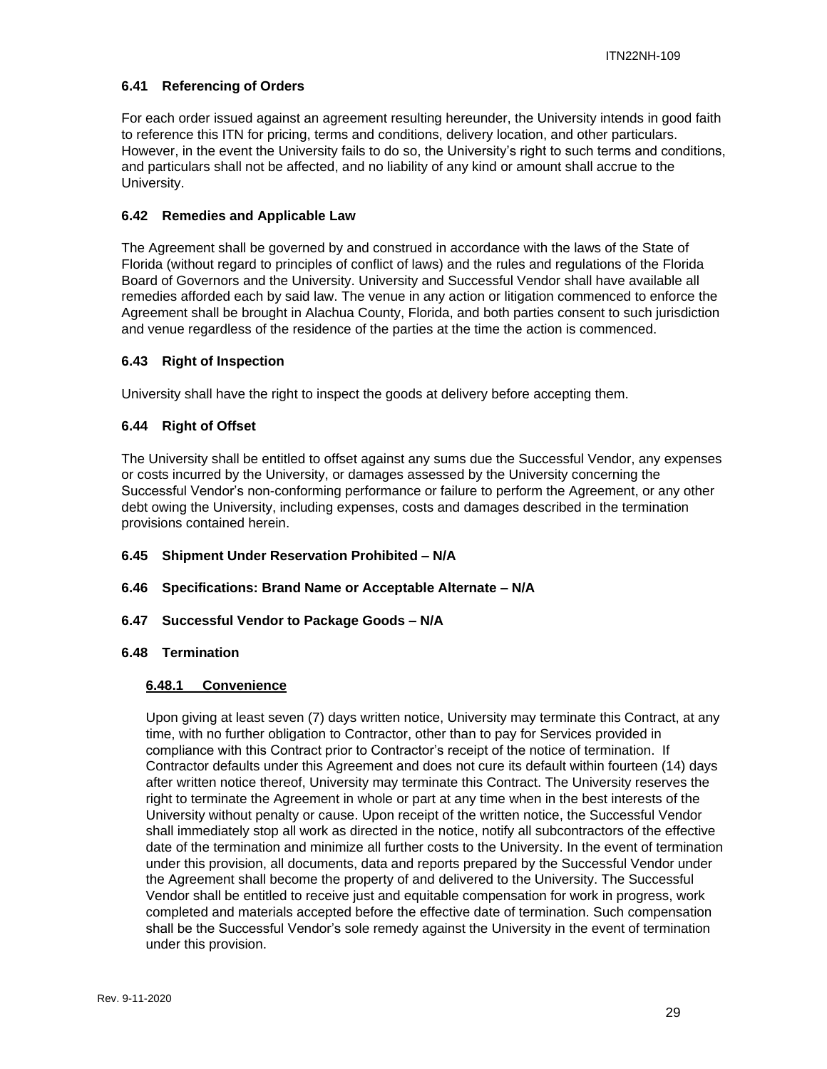### 6.41 Referencing of Orders

For each order issued against an agreement resulting hereunder, the University intends in good faith to reference this ITN for pricing, terms and conditions, delivery location, and other particulars. However, in the event the University fails to do so, the University's right to such terms and conditions, and particulars shall not be affected, and no liability of any kind or amount shall accrue to the University.

### 6.42 Remedies and Applicable Law

The Agreement shall be governed by and construed in accordance with the laws of the State of Florida (without regard to principles of conflict of laws) and the rules and regulations of the Florida Board of Governors and the University. University and Successful Vendor shall have available all remedies afforded each by said law. The venue in any action or litigation commenced to enforce the Agreement shall be brought in Alachua County, Florida, and both parties consent to such jurisdiction and venue regardless of the residence of the parties at the time the action is commenced.

### 6.43 Right of Inspection

University shall have the right to inspect the goods at delivery before accepting them.

### 6.44 Right of Offset

The University shall be entitled to offset against any sums due the Successful Vendor, any expenses or costs incurred by the University, or damages assessed by the University concerning the Successful Vendor's non-conforming performance or failure to perform the Agreement, or any other debt owing the University, including expenses, costs and damages described in the termination provisions contained herein.

### 6.45 Shipment Under Reservation Prohibited – N/A

### 6.46 Specifications: Brand Name or Acceptable Alternate – N/A

### 6.47 Successful Vendor to Package Goods – N/A

### 6.48 Termination

#### 6.48.1 Convenience

Upon giving at least seven (7) days written notice, University may terminate this Contract, at any time, with no further obligation to Contractor, other than to pay for Services provided in compliance with this Contract prior to Contractor's receipt of the notice of termination. If Contractor defaults under this Agreement and does not cure its default within fourteen (14) days after written notice thereof, University may terminate this Contract. The University reserves the right to terminate the Agreement in whole or part at any time when in the best interests of the University without penalty or cause. Upon receipt of the written notice, the Successful Vendor shall immediately stop all work as directed in the notice, notify all subcontractors of the effective date of the termination and minimize all further costs to the University. In the event of termination under this provision, all documents, data and reports prepared by the Successful Vendor under the Agreement shall become the property of and delivered to the University. The Successful Vendor shall be entitled to receive just and equitable compensation for work in progress, work completed and materials accepted before the effective date of termination. Such compensation shall be the Successful Vendor's sole remedy against the University in the event of termination under this provision.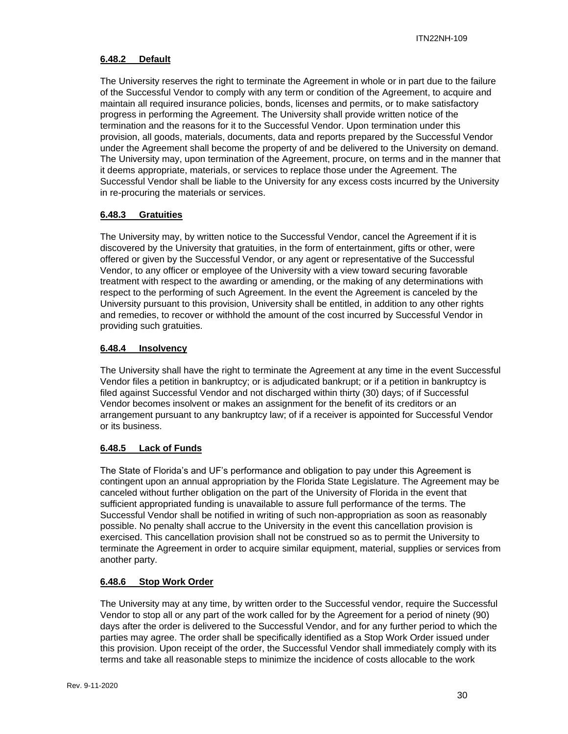#### 6.48.2 Default

The University reserves the right to terminate the Agreement in whole or in part due to the failure of the Successful Vendor to comply with any term or condition of the Agreement, to acquire and maintain all required insurance policies, bonds, licenses and permits, or to make satisfactory progress in performing the Agreement. The University shall provide written notice of the termination and the reasons for it to the Successful Vendor. Upon termination under this provision, all goods, materials, documents, data and reports prepared by the Successful Vendor under the Agreement shall become the property of and be delivered to the University on demand. The University may, upon termination of the Agreement, procure, on terms and in the manner that it deems appropriate, materials, or services to replace those under the Agreement. The Successful Vendor shall be liable to the University for any excess costs incurred by the University in re-procuring the materials or services.

#### 6.48.3 Gratuities

The University may, by written notice to the Successful Vendor, cancel the Agreement if it is discovered by the University that gratuities, in the form of entertainment, gifts or other, were offered or given by the Successful Vendor, or any agent or representative of the Successful Vendor, to any officer or employee of the University with a view toward securing favorable treatment with respect to the awarding or amending, or the making of any determinations with respect to the performing of such Agreement. In the event the Agreement is canceled by the University pursuant to this provision, University shall be entitled, in addition to any other rights and remedies, to recover or withhold the amount of the cost incurred by Successful Vendor in providing such gratuities.

#### 6.48.4 Insolvency

The University shall have the right to terminate the Agreement at any time in the event Successful Vendor files a petition in bankruptcy; or is adjudicated bankrupt; or if a petition in bankruptcy is filed against Successful Vendor and not discharged within thirty (30) days; of if Successful Vendor becomes insolvent or makes an assignment for the benefit of its creditors or an arrangement pursuant to any bankruptcy law; of if a receiver is appointed for Successful Vendor or its business.

#### 6.48.5 Lack of Funds

The State of Florida's and UF's performance and obligation to pay under this Agreement is contingent upon an annual appropriation by the Florida State Legislature. The Agreement may be canceled without further obligation on the part of the University of Florida in the event that sufficient appropriated funding is unavailable to assure full performance of the terms. The Successful Vendor shall be notified in writing of such non-appropriation as soon as reasonably possible. No penalty shall accrue to the University in the event this cancellation provision is exercised. This cancellation provision shall not be construed so as to permit the University to terminate the Agreement in order to acquire similar equipment, material, supplies or services from another party.

#### 6.48.6 Stop Work Order

The University may at any time, by written order to the Successful vendor, require the Successful Vendor to stop all or any part of the work called for by the Agreement for a period of ninety (90) days after the order is delivered to the Successful Vendor, and for any further period to which the parties may agree. The order shall be specifically identified as a Stop Work Order issued under this provision. Upon receipt of the order, the Successful Vendor shall immediately comply with its terms and take all reasonable steps to minimize the incidence of costs allocable to the work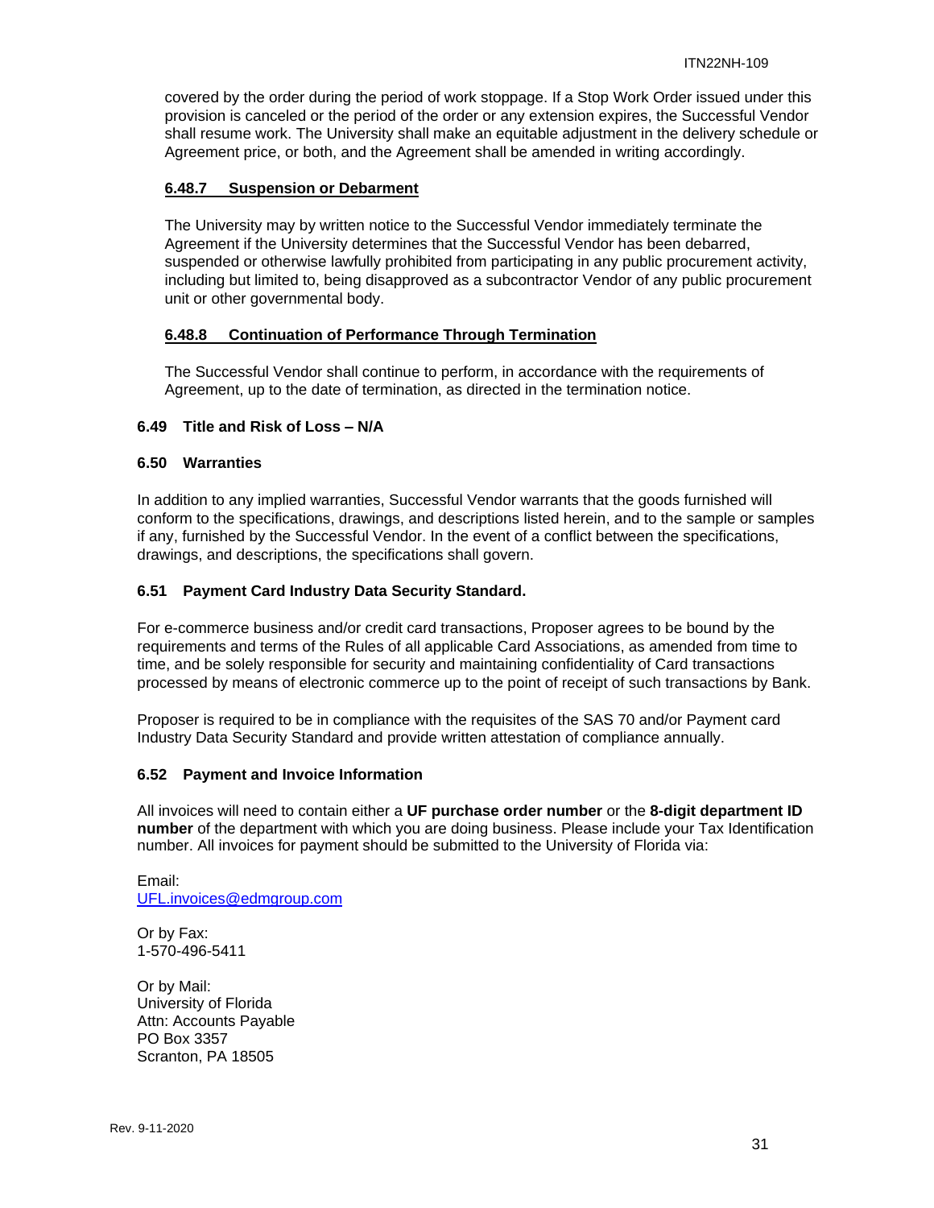covered by the order during the period of work stoppage. If a Stop Work Order issued under this provision is canceled or the period of the order or any extension expires, the Successful Vendor shall resume work. The University shall make an equitable adjustment in the delivery schedule or Agreement price, or both, and the Agreement shall be amended in writing accordingly.

#### 6.48.7 Suspension or Debarment

The University may by written notice to the Successful Vendor immediately terminate the Agreement if the University determines that the Successful Vendor has been debarred, suspended or otherwise lawfully prohibited from participating in any public procurement activity, including but limited to, being disapproved as a subcontractor Vendor of any public procurement unit or other governmental body.

#### 6.48.8 Continuation of Performance Through Termination

The Successful Vendor shall continue to perform, in accordance with the requirements of Agreement, up to the date of termination, as directed in the termination notice.

### 6.49 Title and Risk of Loss – N/A

### 6.50 Warranties

In addition to any implied warranties, Successful Vendor warrants that the goods furnished will conform to the specifications, drawings, and descriptions listed herein, and to the sample or samples if any, furnished by the Successful Vendor. In the event of a conflict between the specifications, drawings, and descriptions, the specifications shall govern.

### 6.51 Payment Card Industry Data Security Standard.

For e-commerce business and/or credit card transactions, Proposer agrees to be bound by the requirements and terms of the Rules of all applicable Card Associations, as amended from time to time, and be solely responsible for security and maintaining confidentiality of Card transactions processed by means of electronic commerce up to the point of receipt of such transactions by Bank.

Proposer is required to be in compliance with the requisites of the SAS 70 and/or Payment card Industry Data Security Standard and provide written attestation of compliance annually.

### 6.52 Payment and Invoice Information

All invoices will need to contain either a **UF purchase order number** or the **8-digit department ID number** of the department with which you are doing business. Please include your Tax Identification number. All invoices for payment should be submitted to the University of Florida via:

Email:
UFL.invoices@edmgroup.com

Or by Fax:
1-570-496-5411

Or by Mail:
University of Florida
Attn: Accounts Payable
PO Box 3357
Scranton, PA 18505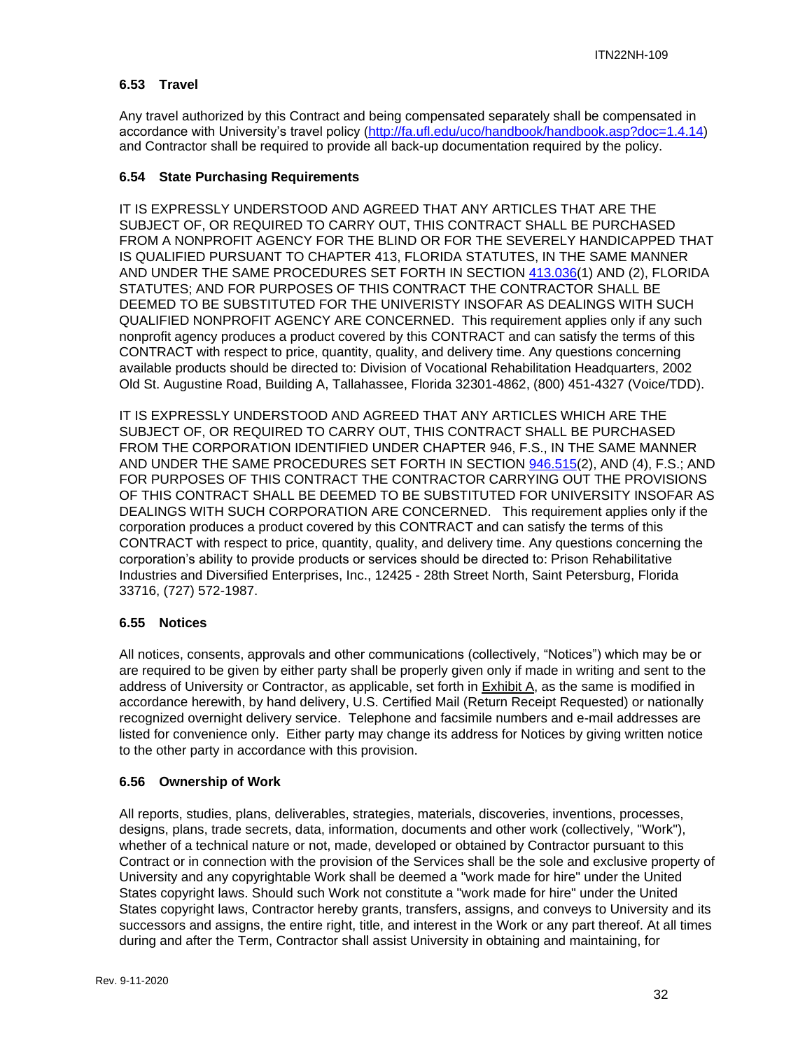### 6.53 Travel

Any travel authorized by this Contract and being compensated separately shall be compensated in accordance with University's travel policy (http://fa.ufl.edu/uco/handbook/handbook.asp?doc=1.4.14) and Contractor shall be required to provide all back-up documentation required by the policy.

### 6.54 State Purchasing Requirements

IT IS EXPRESSLY UNDERSTOOD AND AGREED THAT ANY ARTICLES THAT ARE THE SUBJECT OF, OR REQUIRED TO CARRY OUT, THIS CONTRACT SHALL BE PURCHASED FROM A NONPROFIT AGENCY FOR THE BLIND OR FOR THE SEVERELY HANDICAPPED THAT IS QUALIFIED PURSUANT TO CHAPTER 413, FLORIDA STATUTES, IN THE SAME MANNER AND UNDER THE SAME PROCEDURES SET FORTH IN SECTION 413.036(1) AND (2), FLORIDA STATUTES; AND FOR PURPOSES OF THIS CONTRACT THE CONTRACTOR SHALL BE DEEMED TO BE SUBSTITUTED FOR THE UNIVERISTY INSOFAR AS DEALINGS WITH SUCH QUALIFIED NONPROFIT AGENCY ARE CONCERNED. This requirement applies only if any such nonprofit agency produces a product covered by this CONTRACT and can satisfy the terms of this CONTRACT with respect to price, quantity, quality, and delivery time. Any questions concerning available products should be directed to: Division of Vocational Rehabilitation Headquarters, 2002 Old St. Augustine Road, Building A, Tallahassee, Florida 32301-4862, (800) 451-4327 (Voice/TDD).

IT IS EXPRESSLY UNDERSTOOD AND AGREED THAT ANY ARTICLES WHICH ARE THE SUBJECT OF, OR REQUIRED TO CARRY OUT, THIS CONTRACT SHALL BE PURCHASED FROM THE CORPORATION IDENTIFIED UNDER CHAPTER 946, F.S., IN THE SAME MANNER AND UNDER THE SAME PROCEDURES SET FORTH IN SECTION 946.515(2), AND (4), F.S.; AND FOR PURPOSES OF THIS CONTRACT THE CONTRACTOR CARRYING OUT THE PROVISIONS OF THIS CONTRACT SHALL BE DEEMED TO BE SUBSTITUTED FOR UNIVERSITY INSOFAR AS DEALINGS WITH SUCH CORPORATION ARE CONCERNED. This requirement applies only if the corporation produces a product covered by this CONTRACT and can satisfy the terms of this CONTRACT with respect to price, quantity, quality, and delivery time. Any questions concerning the corporation's ability to provide products or services should be directed to: Prison Rehabilitative Industries and Diversified Enterprises, Inc., 12425 - 28th Street North, Saint Petersburg, Florida 33716, (727) 572-1987.

### 6.55 Notices

All notices, consents, approvals and other communications (collectively, "Notices") which may be or are required to be given by either party shall be properly given only if made in writing and sent to the address of University or Contractor, as applicable, set forth in Exhibit A, as the same is modified in accordance herewith, by hand delivery, U.S. Certified Mail (Return Receipt Requested) or nationally recognized overnight delivery service. Telephone and facsimile numbers and e-mail addresses are listed for convenience only. Either party may change its address for Notices by giving written notice to the other party in accordance with this provision.

### 6.56 Ownership of Work

All reports, studies, plans, deliverables, strategies, materials, discoveries, inventions, processes, designs, plans, trade secrets, data, information, documents and other work (collectively, "Work"), whether of a technical nature or not, made, developed or obtained by Contractor pursuant to this Contract or in connection with the provision of the Services shall be the sole and exclusive property of University and any copyrightable Work shall be deemed a "work made for hire" under the United States copyright laws. Should such Work not constitute a "work made for hire" under the United States copyright laws, Contractor hereby grants, transfers, assigns, and conveys to University and its successors and assigns, the entire right, title, and interest in the Work or any part thereof. At all times during and after the Term, Contractor shall assist University in obtaining and maintaining, for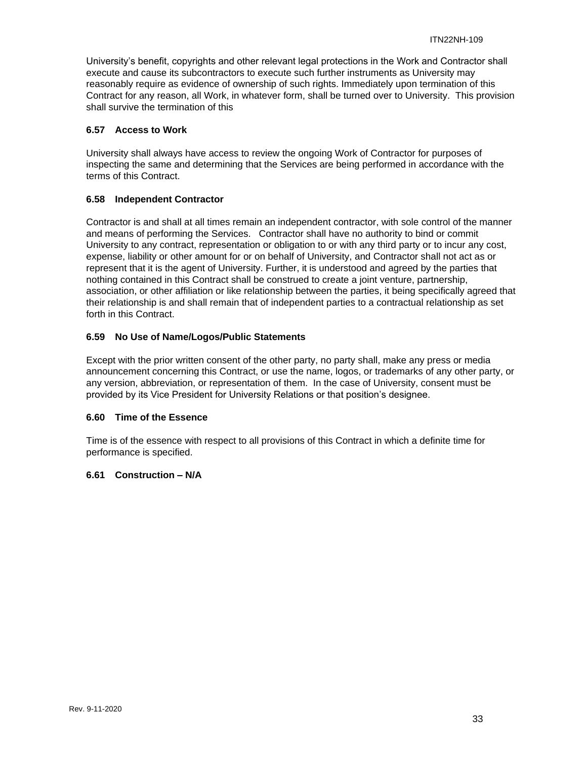University's benefit, copyrights and other relevant legal protections in the Work and Contractor shall execute and cause its subcontractors to execute such further instruments as University may reasonably require as evidence of ownership of such rights. Immediately upon termination of this Contract for any reason, all Work, in whatever form, shall be turned over to University. This provision shall survive the termination of this

### 6.57 Access to Work

University shall always have access to review the ongoing Work of Contractor for purposes of inspecting the same and determining that the Services are being performed in accordance with the terms of this Contract.

### 6.58 Independent Contractor

Contractor is and shall at all times remain an independent contractor, with sole control of the manner and means of performing the Services. Contractor shall have no authority to bind or commit University to any contract, representation or obligation to or with any third party or to incur any cost, expense, liability or other amount for or on behalf of University, and Contractor shall not act as or represent that it is the agent of University. Further, it is understood and agreed by the parties that nothing contained in this Contract shall be construed to create a joint venture, partnership, association, or other affiliation or like relationship between the parties, it being specifically agreed that their relationship is and shall remain that of independent parties to a contractual relationship as set forth in this Contract.

### 6.59 No Use of Name/Logos/Public Statements

Except with the prior written consent of the other party, no party shall, make any press or media announcement concerning this Contract, or use the name, logos, or trademarks of any other party, or any version, abbreviation, or representation of them. In the case of University, consent must be provided by its Vice President for University Relations or that position's designee.

### 6.60 Time of the Essence

Time is of the essence with respect to all provisions of this Contract in which a definite time for performance is specified.

### 6.61 Construction – N/A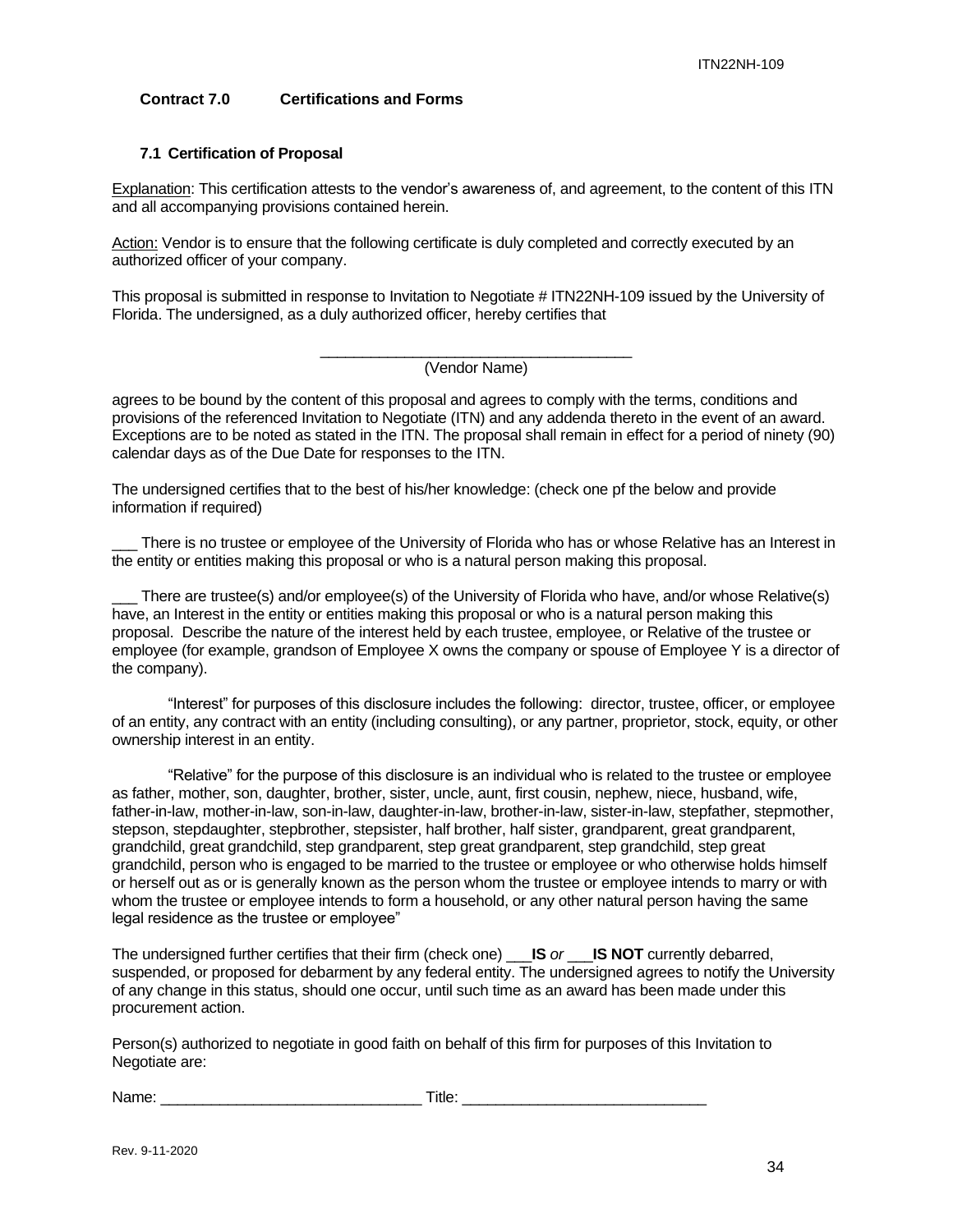## Contract 7.0 Certifications and Forms

### 7.1 Certification of Proposal

Explanation: This certification attests to the vendor's awareness of, and agreement, to the content of this ITN and all accompanying provisions contained herein.

Action: Vendor is to ensure that the following certificate is duly completed and correctly executed by an authorized officer of your company.

This proposal is submitted in response to Invitation to Negotiate # ITN22NH-109 issued by the University of Florida. The undersigned, as a duly authorized officer, hereby certifies that

_______________________________________
(Vendor Name)

agrees to be bound by the content of this proposal and agrees to comply with the terms, conditions and provisions of the referenced Invitation to Negotiate (ITN) and any addenda thereto in the event of an award. Exceptions are to be noted as stated in the ITN. The proposal shall remain in effect for a period of ninety (90) calendar days as of the Due Date for responses to the ITN.

The undersigned certifies that to the best of his/her knowledge: (check one pf the below and provide information if required)

___ There is no trustee or employee of the University of Florida who has or whose Relative has an Interest in the entity or entities making this proposal or who is a natural person making this proposal.

___ There are trustee(s) and/or employee(s) of the University of Florida who have, and/or whose Relative(s) have, an Interest in the entity or entities making this proposal or who is a natural person making this proposal. Describe the nature of the interest held by each trustee, employee, or Relative of the trustee or employee (for example, grandson of Employee X owns the company or spouse of Employee Y is a director of the company).

"Interest" for purposes of this disclosure includes the following: director, trustee, officer, or employee of an entity, any contract with an entity (including consulting), or any partner, proprietor, stock, equity, or other ownership interest in an entity.

"Relative" for the purpose of this disclosure is an individual who is related to the trustee or employee as father, mother, son, daughter, brother, sister, uncle, aunt, first cousin, nephew, niece, husband, wife, father-in-law, mother-in-law, son-in-law, daughter-in-law, brother-in-law, sister-in-law, stepfather, stepmother, stepson, stepdaughter, stepbrother, stepsister, half brother, half sister, grandparent, great grandparent, grandchild, great grandchild, step grandparent, step great grandparent, step grandchild, step great grandchild, person who is engaged to be married to the trustee or employee or who otherwise holds himself or herself out as or is generally known as the person whom the trustee or employee intends to marry or with whom the trustee or employee intends to form a household, or any other natural person having the same legal residence as the trustee or employee"

The undersigned further certifies that their firm (check one) ___**IS** *or* ___**IS NOT** currently debarred, suspended, or proposed for debarment by any federal entity. The undersigned agrees to notify the University of any change in this status, should one occur, until such time as an award has been made under this procurement action.

Person(s) authorized to negotiate in good faith on behalf of this firm for purposes of this Invitation to Negotiate are:

Name: _______________________________ Title: _____________________________

Rev. 9-11-2020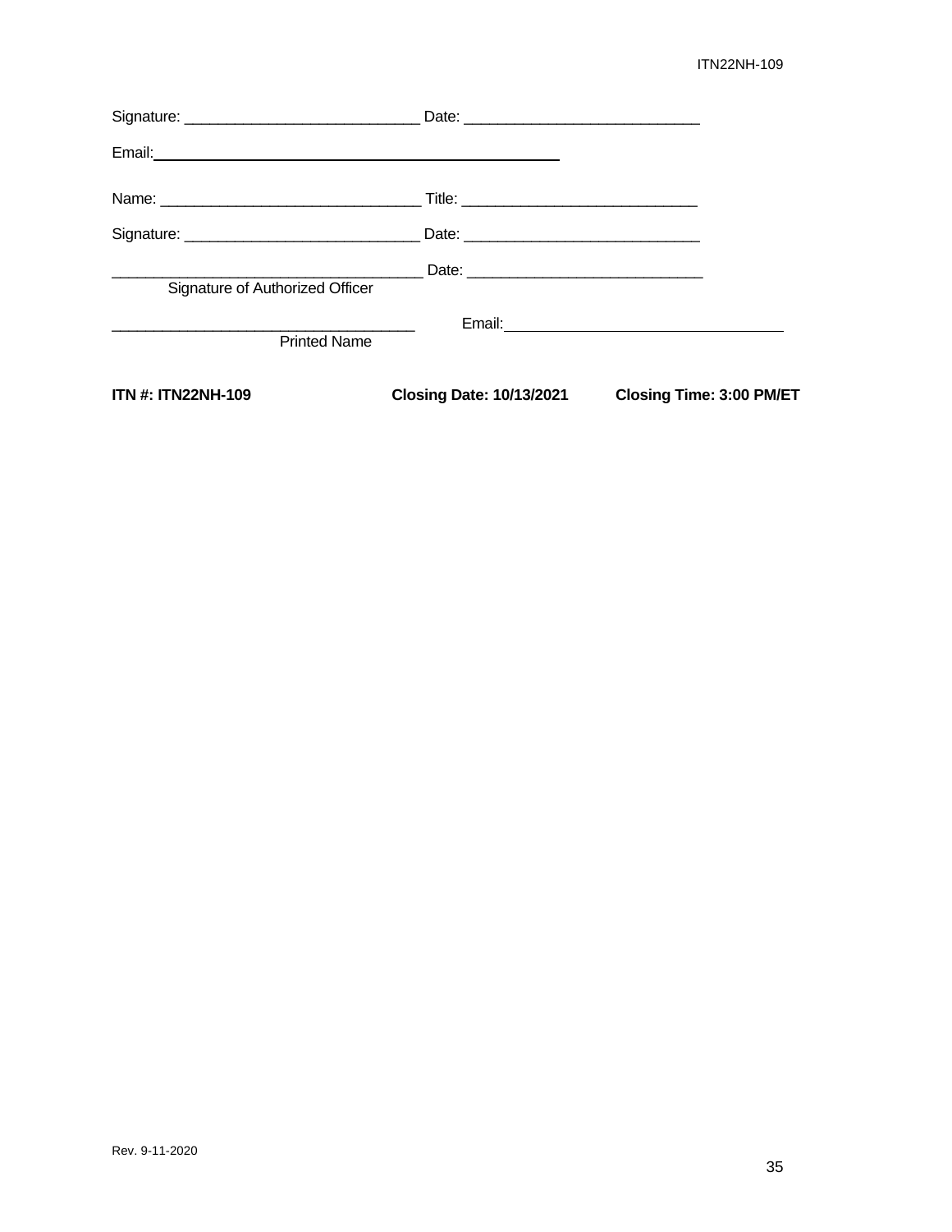Signature: ____________________________ Date: ____________________________

Email: ________________________________________________

Name: ________________________________ Title: ____________________________

Signature: ____________________________ Date: ____________________________

_____________________________________ Date: _____________________________
Signature of Authorized Officer

_____________________________________ Email: ________________________________
Printed Name

**ITN #: ITN22NH-109** **Closing Date: 10/13/2021** **Closing Time: 3:00 PM/ET**

Rev. 9-11-2020